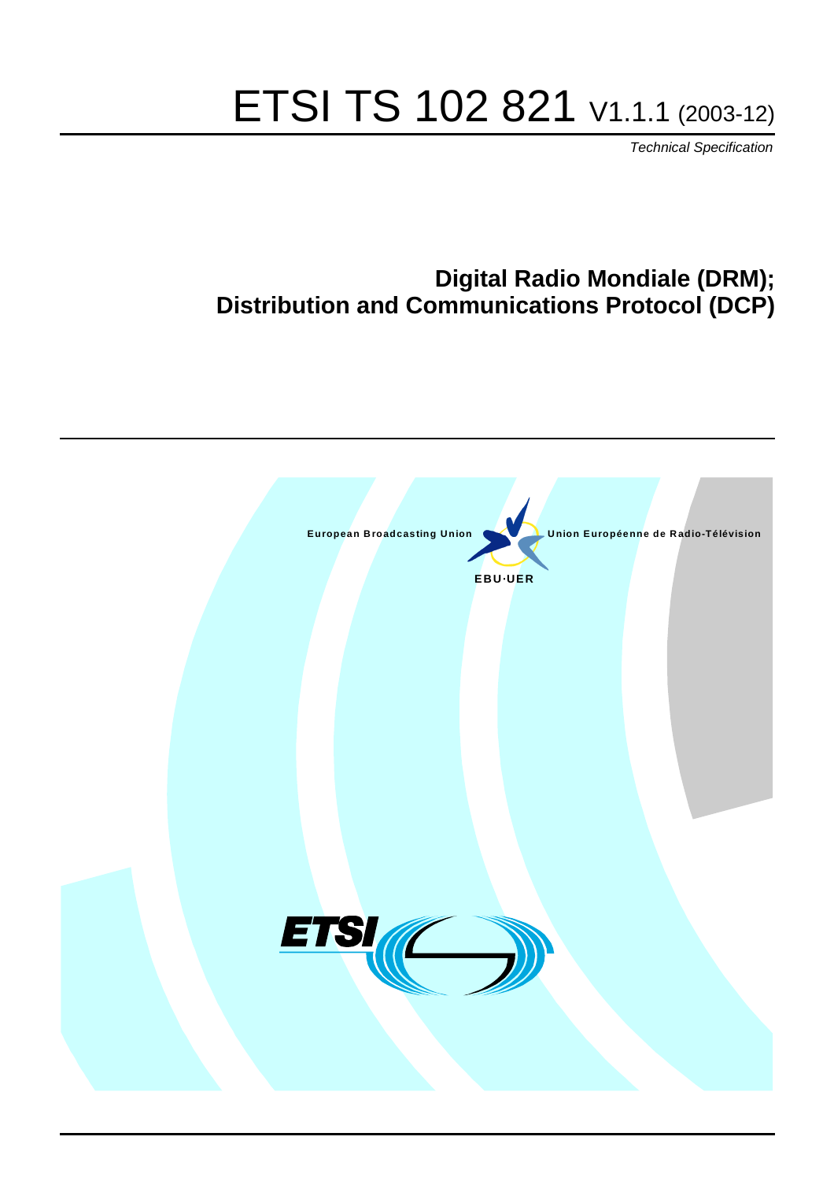# ETSI TS 102 821 V1.1.1 (2003-12)

*Technical Specification*

## Digital Radio Mondiale (DRM); Distribution and Communications Protocol (DCP)

European Broadcasting Union

Union Européenne de Radio-Télévision

EBU·UER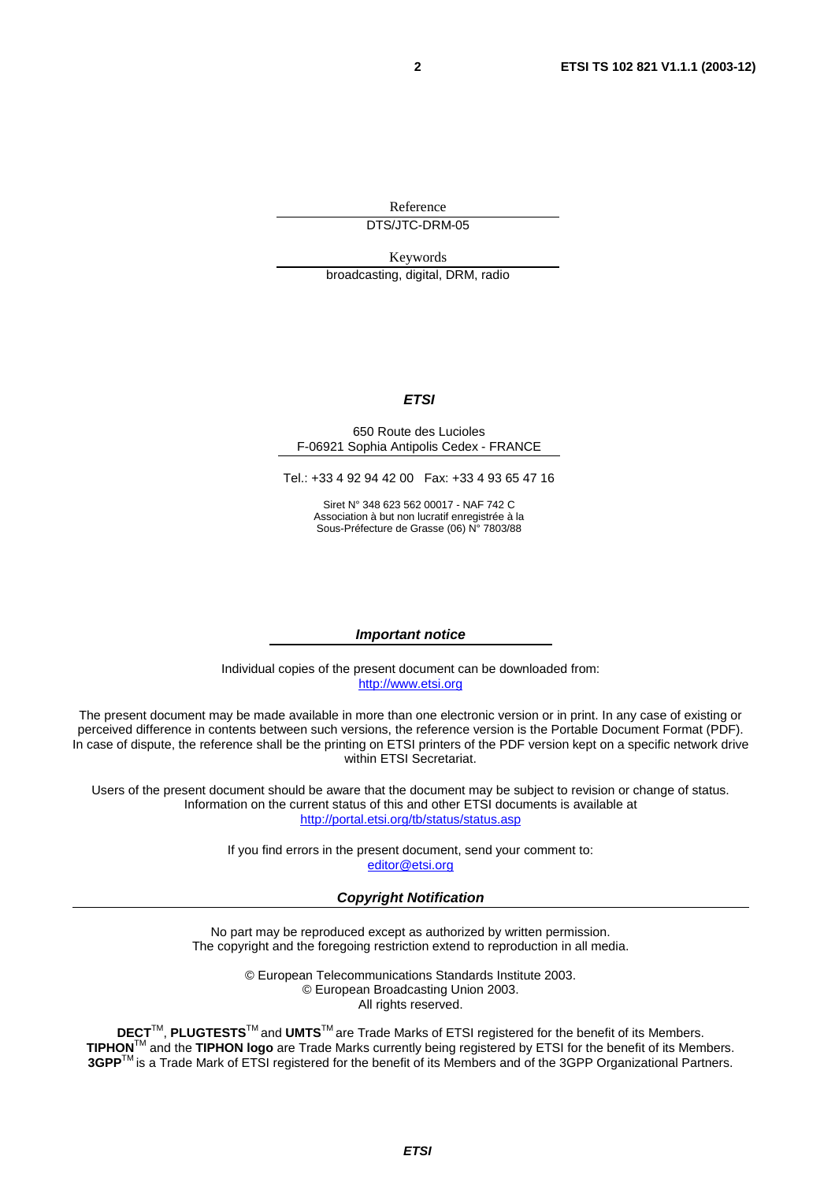Reference

DTS/JTC-DRM-05

Keywords

broadcasting, digital, DRM, radio

***ETSI***

650 Route des Lucioles
F-06921 Sophia Antipolis Cedex - FRANCE

Tel.: +33 4 92 94 42 00 Fax: +33 4 93 65 47 16

Siret N° 348 623 562 00017 - NAF 742 C
Association à but non lucratif enregistrée à la
Sous-Préfecture de Grasse (06) N° 7803/88

***Important notice***

Individual copies of the present document can be downloaded from:
http://www.etsi.org

The present document may be made available in more than one electronic version or in print. In any case of existing or perceived difference in contents between such versions, the reference version is the Portable Document Format (PDF). In case of dispute, the reference shall be the printing on ETSI printers of the PDF version kept on a specific network drive within ETSI Secretariat.

Users of the present document should be aware that the document may be subject to revision or change of status. Information on the current status of this and other ETSI documents is available at
http://portal.etsi.org/tb/status/status.asp

If you find errors in the present document, send your comment to:
editor@etsi.org

***Copyright Notification***

No part may be reproduced except as authorized by written permission.
The copyright and the foregoing restriction extend to reproduction in all media.

© European Telecommunications Standards Institute 2003.
© European Broadcasting Union 2003.
All rights reserved.

**DECT**™, **PLUGTESTS**™ and **UMTS**™ are Trade Marks of ETSI registered for the benefit of its Members.
**TIPHON**™ and the **TIPHON logo** are Trade Marks currently being registered by ETSI for the benefit of its Members.
**3GPP**™ is a Trade Mark of ETSI registered for the benefit of its Members and of the 3GPP Organizational Partners.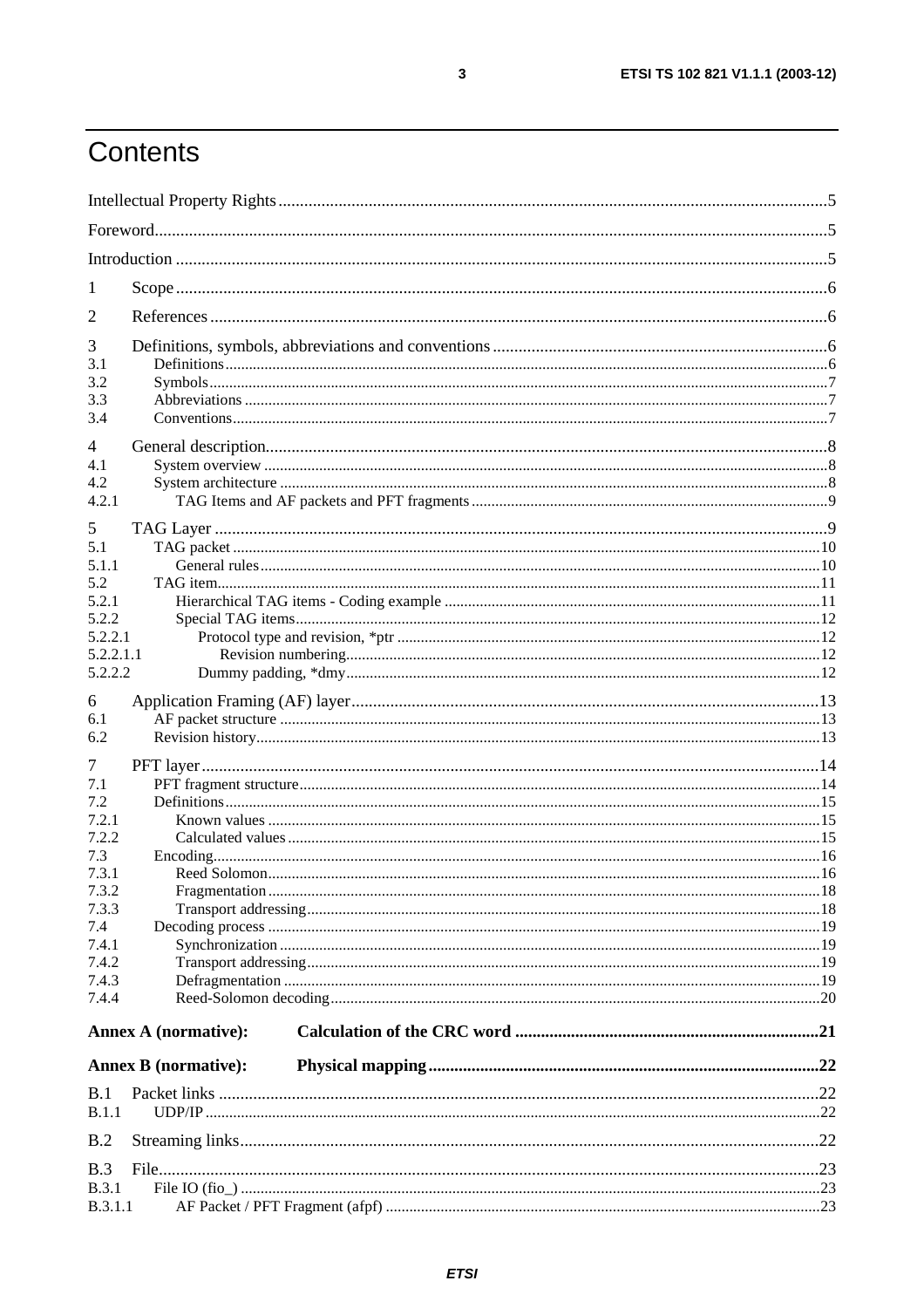# Contents

Intellectual Property Rights ....5

Foreword....5

Introduction ....5

1 Scope....6

2 References....6

3 Definitions, symbols, abbreviations and conventions....6

3.1 Definitions....6

3.2 Symbols....7

3.3 Abbreviations....7

3.4 Conventions....7

4 General description....8

4.1 System overview....8

4.2 System architecture....8

4.2.1 TAG Items and AF packets and PFT fragments....9

5 TAG Layer....9

5.1 TAG packet....10

5.1.1 General rules....10

5.2 TAG item....11

5.2.1 Hierarchical TAG items - Coding example....11

5.2.2 Special TAG items....12

5.2.2.1 Protocol type and revision, *ptr....12

5.2.2.1.1 Revision numbering....12

5.2.2.2 Dummy padding, *dmy....12

6 Application Framing (AF) layer....13

6.1 AF packet structure....13

6.2 Revision history....13

7 PFT layer....14

7.1 PFT fragment structure....14

7.2 Definitions....15

7.2.1 Known values....15

7.2.2 Calculated values....15

7.3 Encoding....16

7.3.1 Reed Solomon....16

7.3.2 Fragmentation....18

7.3.3 Transport addressing....18

7.4 Decoding process....19

7.4.1 Synchronization....19

7.4.2 Transport addressing....19

7.4.3 Defragmentation....19

7.4.4 Reed-Solomon decoding....20

**Annex A (normative): Calculation of the CRC word....21**

**Annex B (normative): Physical mapping....22**

B.1 Packet links....22

B.1.1 UDP/IP....22

B.2 Streaming links....22

B.3 File....23

B.3.1 File IO (fio_)....23

B.3.1.1 AF Packet / PFT Fragment (afpf)....23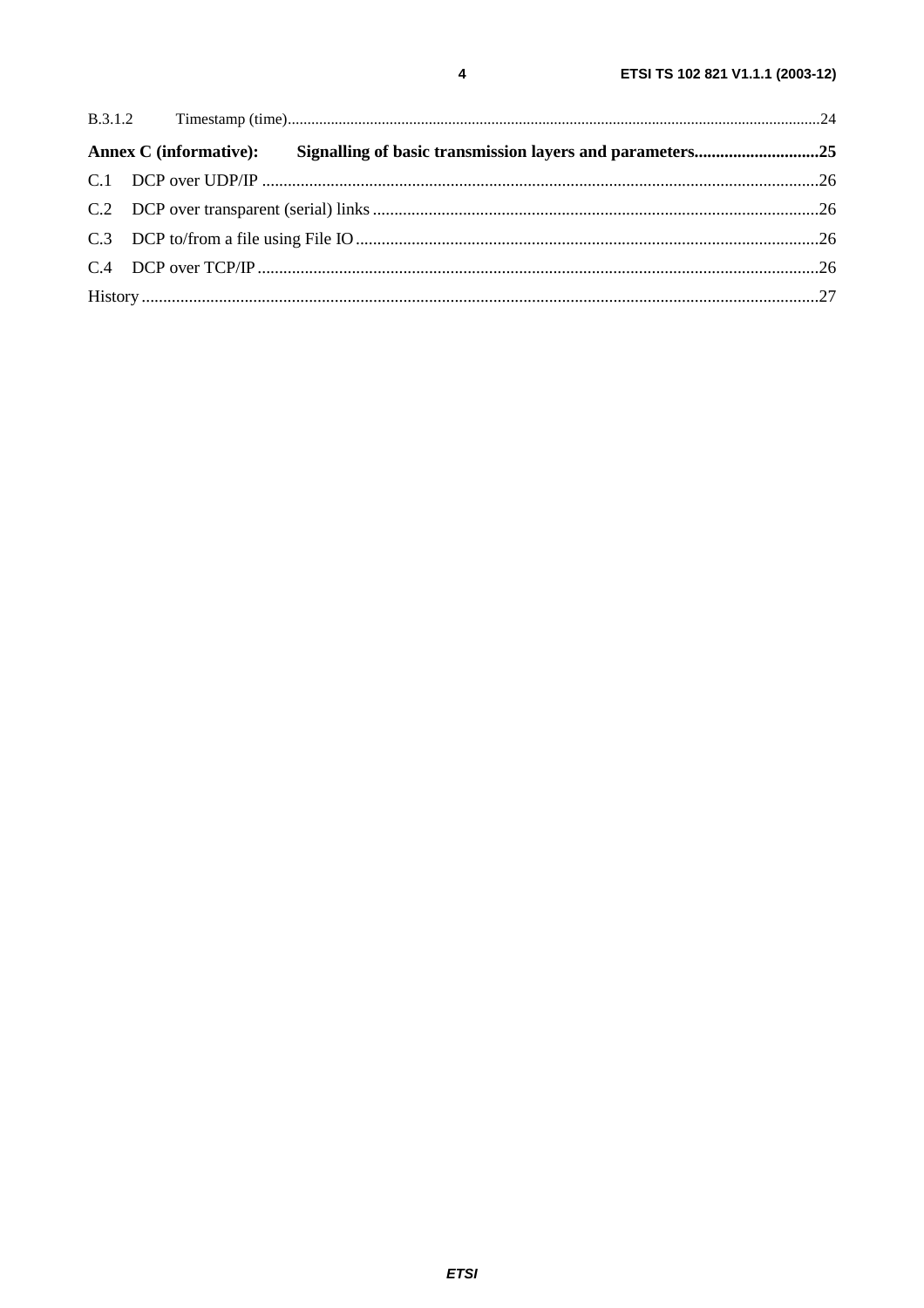B.3.1.2 Timestamp (time)........................................................................................................................................24

**Annex C (informative): Signalling of basic transmission layers and parameters.............................25**

C.1 DCP over UDP/IP ..................................................................................................................................26

C.2 DCP over transparent (serial) links ........................................................................................................26

C.3 DCP to/from a file using File IO ............................................................................................................26

C.4 DCP over TCP/IP ...................................................................................................................................26

History ..............................................................................................................................................................27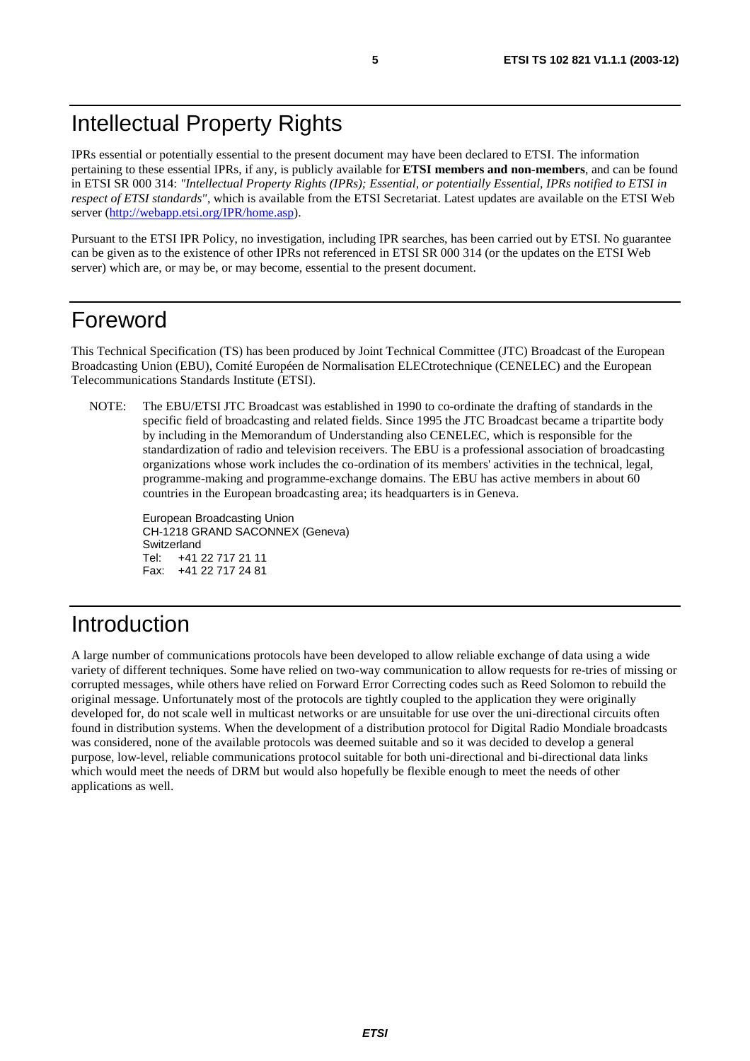# Intellectual Property Rights

IPRs essential or potentially essential to the present document may have been declared to ETSI. The information pertaining to these essential IPRs, if any, is publicly available for **ETSI members and non-members**, and can be found in ETSI SR 000 314: *"Intellectual Property Rights (IPRs); Essential, or potentially Essential, IPRs notified to ETSI in respect of ETSI standards"*, which is available from the ETSI Secretariat. Latest updates are available on the ETSI Web server (http://webapp.etsi.org/IPR/home.asp).

Pursuant to the ETSI IPR Policy, no investigation, including IPR searches, has been carried out by ETSI. No guarantee can be given as to the existence of other IPRs not referenced in ETSI SR 000 314 (or the updates on the ETSI Web server) which are, or may be, or may become, essential to the present document.

# Foreword

This Technical Specification (TS) has been produced by Joint Technical Committee (JTC) Broadcast of the European Broadcasting Union (EBU), Comité Européen de Normalisation ELECtrotechnique (CENELEC) and the European Telecommunications Standards Institute (ETSI).

NOTE: The EBU/ETSI JTC Broadcast was established in 1990 to co-ordinate the drafting of standards in the specific field of broadcasting and related fields. Since 1995 the JTC Broadcast became a tripartite body by including in the Memorandum of Understanding also CENELEC, which is responsible for the standardization of radio and television receivers. The EBU is a professional association of broadcasting organizations whose work includes the co-ordination of its members' activities in the technical, legal, programme-making and programme-exchange domains. The EBU has active members in about 60 countries in the European broadcasting area; its headquarters is in Geneva.

European Broadcasting Union
CH-1218 GRAND SACONNEX (Geneva)
Switzerland
Tel: +41 22 717 21 11
Fax: +41 22 717 24 81

# Introduction

A large number of communications protocols have been developed to allow reliable exchange of data using a wide variety of different techniques. Some have relied on two-way communication to allow requests for re-tries of missing or corrupted messages, while others have relied on Forward Error Correcting codes such as Reed Solomon to rebuild the original message. Unfortunately most of the protocols are tightly coupled to the application they were originally developed for, do not scale well in multicast networks or are unsuitable for use over the uni-directional circuits often found in distribution systems. When the development of a distribution protocol for Digital Radio Mondiale broadcasts was considered, none of the available protocols was deemed suitable and so it was decided to develop a general purpose, low-level, reliable communications protocol suitable for both uni-directional and bi-directional data links which would meet the needs of DRM but would also hopefully be flexible enough to meet the needs of other applications as well.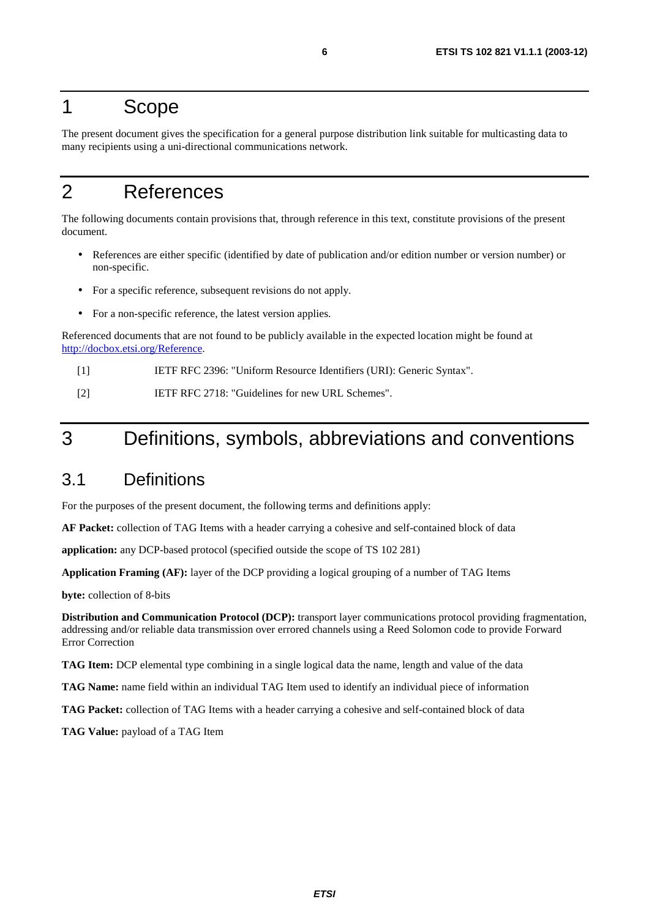# 1 Scope

The present document gives the specification for a general purpose distribution link suitable for multicasting data to many recipients using a uni-directional communications network.

# 2 References

The following documents contain provisions that, through reference in this text, constitute provisions of the present document.

- References are either specific (identified by date of publication and/or edition number or version number) or non-specific.
- For a specific reference, subsequent revisions do not apply.
- For a non-specific reference, the latest version applies.

Referenced documents that are not found to be publicly available in the expected location might be found at http://docbox.etsi.org/Reference.

[1] IETF RFC 2396: "Uniform Resource Identifiers (URI): Generic Syntax".

[2] IETF RFC 2718: "Guidelines for new URL Schemes".

# 3 Definitions, symbols, abbreviations and conventions

## 3.1 Definitions

For the purposes of the present document, the following terms and definitions apply:

**AF Packet:** collection of TAG Items with a header carrying a cohesive and self-contained block of data

**application:** any DCP-based protocol (specified outside the scope of TS 102 281)

**Application Framing (AF):** layer of the DCP providing a logical grouping of a number of TAG Items

**byte:** collection of 8-bits

**Distribution and Communication Protocol (DCP):** transport layer communications protocol providing fragmentation, addressing and/or reliable data transmission over errored channels using a Reed Solomon code to provide Forward Error Correction

**TAG Item:** DCP elemental type combining in a single logical data the name, length and value of the data

**TAG Name:** name field within an individual TAG Item used to identify an individual piece of information

**TAG Packet:** collection of TAG Items with a header carrying a cohesive and self-contained block of data

**TAG Value:** payload of a TAG Item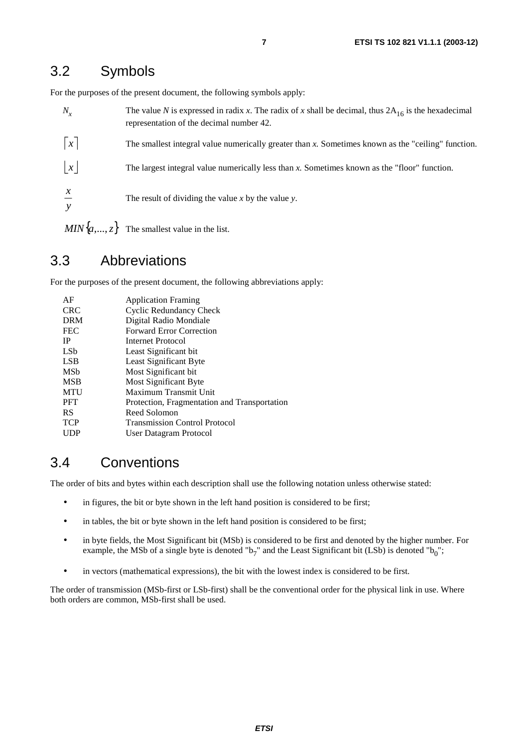## 3.2 Symbols

For the purposes of the present document, the following symbols apply:

| | |
|---|---|
| $N_x$ | The value *N* is expressed in radix *x*. The radix of *x* shall be decimal, thus $2A_{16}$ is the hexadecimal representation of the decimal number 42. |
| $\lceil x \rceil$ | The smallest integral value numerically greater than *x.* Sometimes known as the "ceiling" function. |
| $\lfloor x \rfloor$ | The largest integral value numerically less than *x.* Sometimes known as the "floor" function. |
| $\frac{x}{y}$ | The result of dividing the value *x* by the value *y*. |
| $MIN\{a,...,z\}$ | The smallest value in the list. |

## 3.3 Abbreviations

For the purposes of the present document, the following abbreviations apply:

| | |
|---|---|
| AF | Application Framing |
| CRC | Cyclic Redundancy Check |
| DRM | Digital Radio Mondiale |
| FEC | Forward Error Correction |
| IP | Internet Protocol |
| LSb | Least Significant bit |
| LSB | Least Significant Byte |
| MSb | Most Significant bit |
| MSB | Most Significant Byte |
| MTU | Maximum Transmit Unit |
| PFT | Protection, Fragmentation and Transportation |
| RS | Reed Solomon |
| TCP | Transmission Control Protocol |
| UDP | User Datagram Protocol |

## 3.4 Conventions

The order of bits and bytes within each description shall use the following notation unless otherwise stated:

- in figures, the bit or byte shown in the left hand position is considered to be first;
- in tables, the bit or byte shown in the left hand position is considered to be first;
- in byte fields, the Most Significant bit (MSb) is considered to be first and denoted by the higher number. For example, the MSb of a single byte is denoted "$b_7$" and the Least Significant bit (LSb) is denoted "$b_0$";
- in vectors (mathematical expressions), the bit with the lowest index is considered to be first.

The order of transmission (MSb-first or LSb-first) shall be the conventional order for the physical link in use. Where both orders are common, MSb-first shall be used.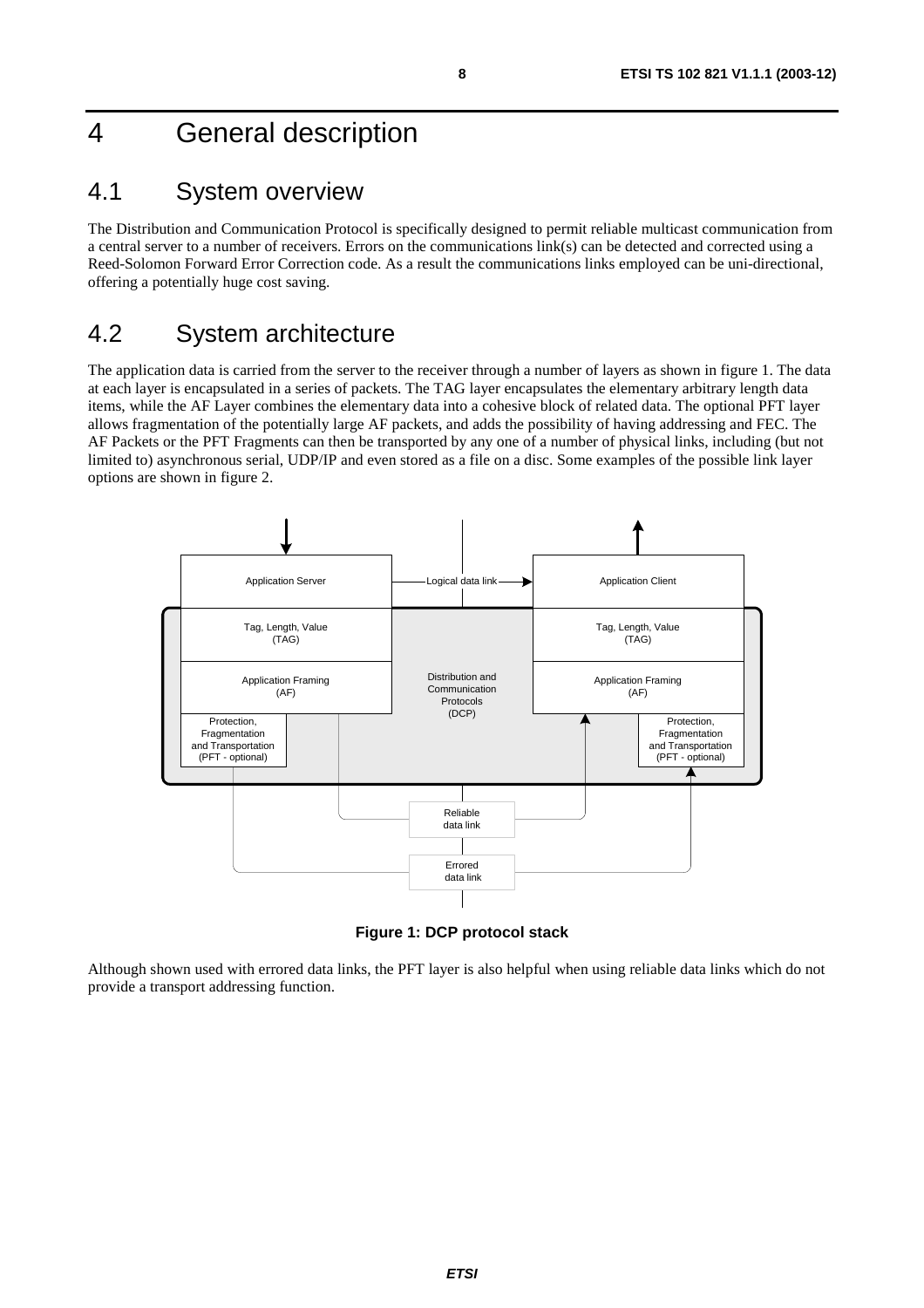# 4 General description

## 4.1 System overview

The Distribution and Communication Protocol is specifically designed to permit reliable multicast communication from a central server to a number of receivers. Errors on the communications link(s) can be detected and corrected using a Reed-Solomon Forward Error Correction code. As a result the communications links employed can be uni-directional, offering a potentially huge cost saving.

## 4.2 System architecture

The application data is carried from the server to the receiver through a number of layers as shown in figure 1. The data at each layer is encapsulated in a series of packets. The TAG layer encapsulates the elementary arbitrary length data items, while the AF Layer combines the elementary data into a cohesive block of related data. The optional PFT layer allows fragmentation of the potentially large AF packets, and adds the possibility of having addressing and FEC. The AF Packets or the PFT Fragments can then be transported by any one of a number of physical links, including (but not limited to) asynchronous serial, UDP/IP and even stored as a file on a disc. Some examples of the possible link layer options are shown in figure 2.

Application Server

Logical data link

Application Client

Tag, Length, Value (TAG)

Tag, Length, Value (TAG)

Application Framing (AF)

Distribution and Communication Protocols (DCP)

Application Framing (AF)

Protection, Fragmentation and Transportation (PFT - optional)

Protection, Fragmentation and Transportation (PFT - optional)

Reliable data link

Errored data link

**Figure 1: DCP protocol stack**

Although shown used with errored data links, the PFT layer is also helpful when using reliable data links which do not provide a transport addressing function.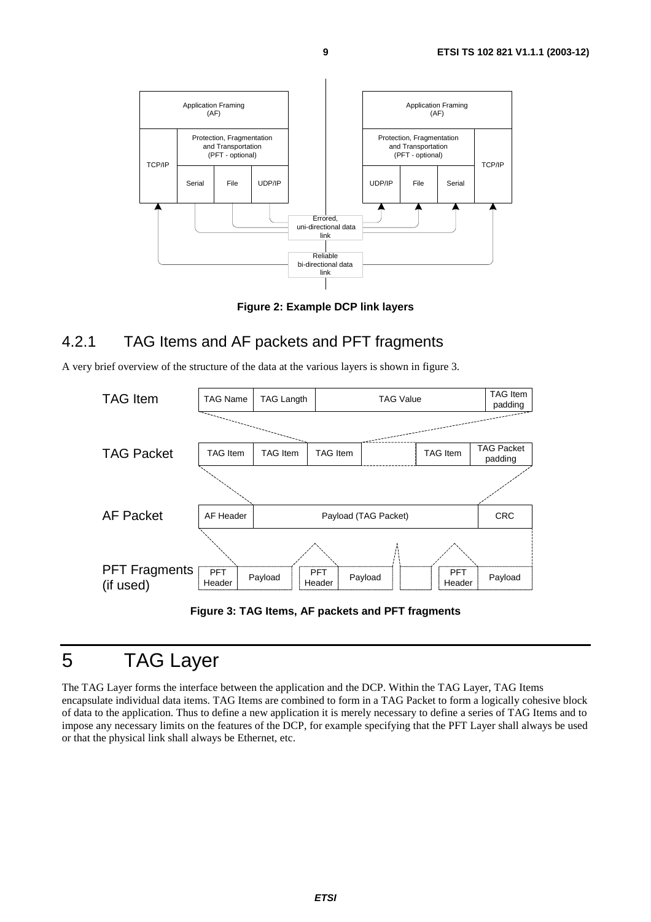Application Framing (AF)

Protection, Fragmentation and Transportation (PFT - optional)

TCP/IP

Serial

File

UDP/IP

Application Framing (AF)

Protection, Fragmentation and Transportation (PFT - optional)

TCP/IP

UDP/IP

File

Serial

Errored, uni-directional data link

Reliable bi-directional data link

**Figure 2: Example DCP link layers**

### 4.2.1 TAG Items and AF packets and PFT fragments

A very brief overview of the structure of the data at the various layers is shown in figure 3.

TAG Item

TAG Name

TAG Langth

TAG Value

TAG Item padding

TAG Packet

TAG Item

TAG Item

TAG Item

TAG Item

TAG Packet padding

AF Packet

AF Header

Payload (TAG Packet)

CRC

PFT Fragments (if used)

PFT Header

Payload

PFT Header

Payload

PFT Header

Payload

**Figure 3: TAG Items, AF packets and PFT fragments**

# 5 TAG Layer

The TAG Layer forms the interface between the application and the DCP. Within the TAG Layer, TAG Items encapsulate individual data items. TAG Items are combined to form in a TAG Packet to form a logically cohesive block of data to the application. Thus to define a new application it is merely necessary to define a series of TAG Items and to impose any necessary limits on the features of the DCP, for example specifying that the PFT Layer shall always be used or that the physical link shall always be Ethernet, etc.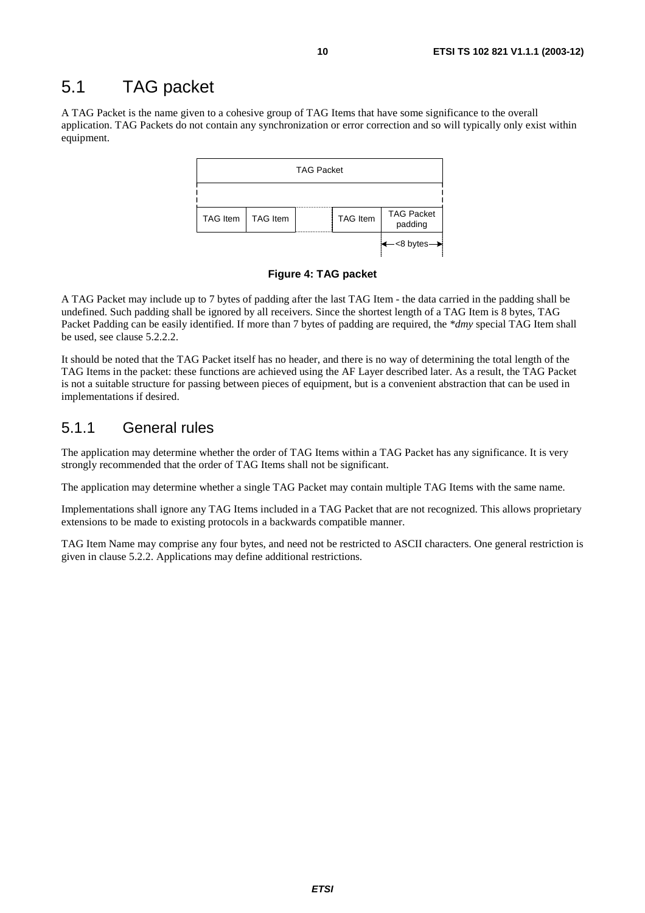## 5.1 TAG packet

A TAG Packet is the name given to a cohesive group of TAG Items that have some significance to the overall application. TAG Packets do not contain any synchronization or error correction and so will typically only exist within equipment.

TAG Packet

TAG Item
TAG Item
TAG Item
TAG Packet padding
<8 bytes

**Figure 4: TAG packet**

A TAG Packet may include up to 7 bytes of padding after the last TAG Item - the data carried in the padding shall be undefined. Such padding shall be ignored by all receivers. Since the shortest length of a TAG Item is 8 bytes, TAG Packet Padding can be easily identified. If more than 7 bytes of padding are required, the *\*dmy* special TAG Item shall be used, see clause 5.2.2.2.

It should be noted that the TAG Packet itself has no header, and there is no way of determining the total length of the TAG Items in the packet: these functions are achieved using the AF Layer described later. As a result, the TAG Packet is not a suitable structure for passing between pieces of equipment, but is a convenient abstraction that can be used in implementations if desired.

### 5.1.1 General rules

The application may determine whether the order of TAG Items within a TAG Packet has any significance. It is very strongly recommended that the order of TAG Items shall not be significant.

The application may determine whether a single TAG Packet may contain multiple TAG Items with the same name.

Implementations shall ignore any TAG Items included in a TAG Packet that are not recognized. This allows proprietary extensions to be made to existing protocols in a backwards compatible manner.

TAG Item Name may comprise any four bytes, and need not be restricted to ASCII characters. One general restriction is given in clause 5.2.2. Applications may define additional restrictions.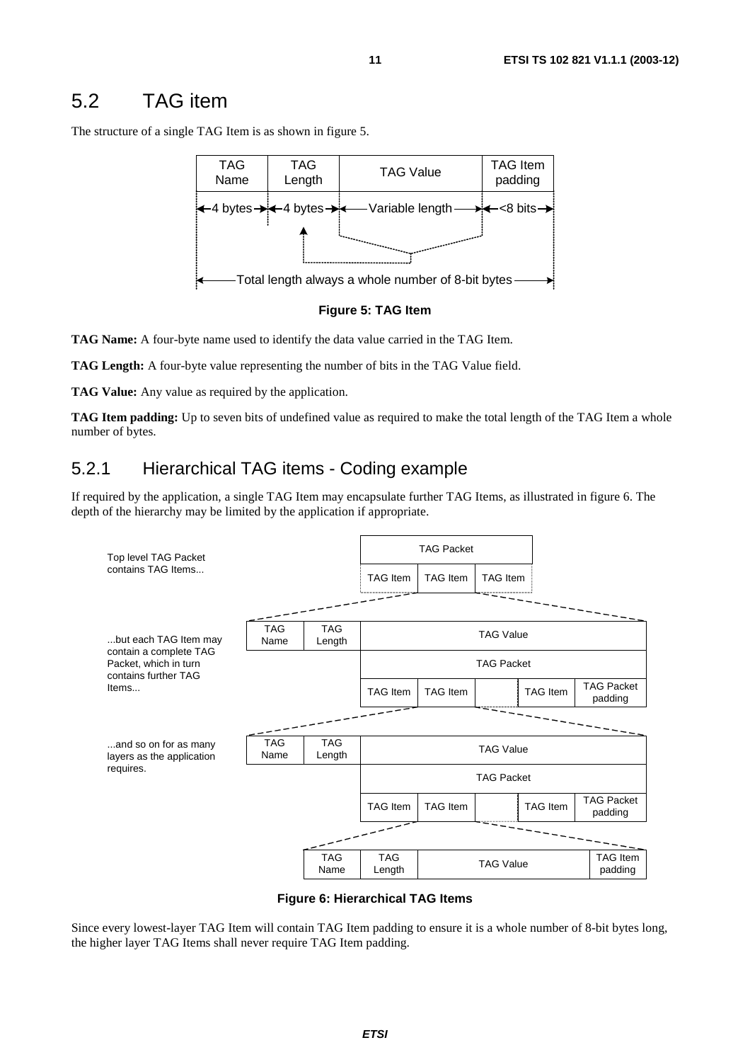## 5.2 TAG item

The structure of a single TAG Item is as shown in figure 5.

TAG Name
TAG Length
TAG Value
TAG Item padding
4 bytes
4 bytes
Variable length
<8 bits
Total length always a whole number of 8-bit bytes

**Figure 5: TAG Item**

**TAG Name:** A four-byte name used to identify the data value carried in the TAG Item.

**TAG Length:** A four-byte value representing the number of bits in the TAG Value field.

**TAG Value:** Any value as required by the application.

**TAG Item padding:** Up to seven bits of undefined value as required to make the total length of the TAG Item a whole number of bytes.

### 5.2.1 Hierarchical TAG items - Coding example

If required by the application, a single TAG Item may encapsulate further TAG Items, as illustrated in figure 6. The depth of the hierarchy may be limited by the application if appropriate.

Top level TAG Packet contains TAG Items...
TAG Packet
TAG Item
TAG Item
TAG Item

...but each TAG Item may contain a complete TAG Packet, which in turn contains further TAG Items...
TAG Name
TAG Length
TAG Value
TAG Packet
TAG Item
TAG Item
TAG Item
TAG Packet padding

...and so on for as many layers as the application requires.
TAG Name
TAG Length
TAG Value
TAG Packet
TAG Item
TAG Item
TAG Item
TAG Packet padding

TAG Name
TAG Length
TAG Value
TAG Item padding

**Figure 6: Hierarchical TAG Items**

Since every lowest-layer TAG Item will contain TAG Item padding to ensure it is a whole number of 8-bit bytes long, the higher layer TAG Items shall never require TAG Item padding.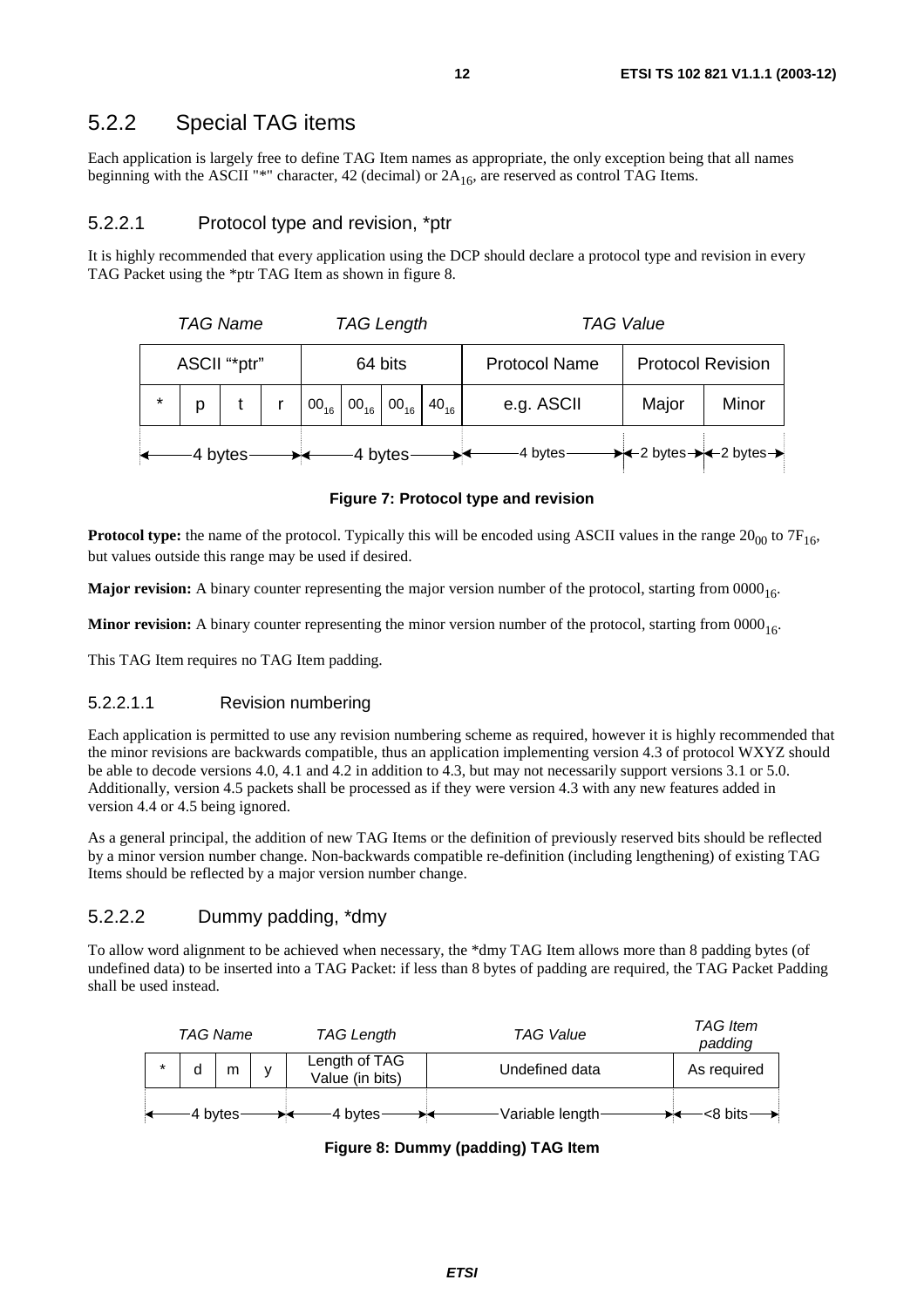## 5.2.2 Special TAG items

Each application is largely free to define TAG Item names as appropriate, the only exception being that all names beginning with the ASCII "*" character, 42 (decimal) or $2A_{16}$, are reserved as control TAG Items.

### 5.2.2.1 Protocol type and revision, *ptr

It is highly recommended that every application using the DCP should declare a protocol type and revision in every TAG Packet using the *ptr TAG Item as shown in figure 8.

| *TAG Name* | | | | *TAG Length* | | | | *TAG Value* | | |
|---|---|---|---|---|---|---|---|---|---|---|
| ASCII "*ptr" | | | | 64 bits | | | | Protocol Name | Protocol Revision | |
| * | p | t | r | $00_{16}$ | $00_{16}$ | $00_{16}$ | $40_{16}$ | e.g. ASCII | Major | Minor |
| 4 bytes | | | | 4 bytes | | | | 4 bytes | 2 bytes | 2 bytes |

**Figure 7: Protocol type and revision**

**Protocol type:** the name of the protocol. Typically this will be encoded using ASCII values in the range $20_{00}$ to $7F_{16}$, but values outside this range may be used if desired.

**Major revision:** A binary counter representing the major version number of the protocol, starting from $0000_{16}$.

**Minor revision:** A binary counter representing the minor version number of the protocol, starting from $0000_{16}$.

This TAG Item requires no TAG Item padding.

#### 5.2.2.1.1 Revision numbering

Each application is permitted to use any revision numbering scheme as required, however it is highly recommended that the minor revisions are backwards compatible, thus an application implementing version 4.3 of protocol WXYZ should be able to decode versions 4.0, 4.1 and 4.2 in addition to 4.3, but may not necessarily support versions 3.1 or 5.0. Additionally, version 4.5 packets shall be processed as if they were version 4.3 with any new features added in version 4.4 or 4.5 being ignored.

As a general principal, the addition of new TAG Items or the definition of previously reserved bits should be reflected by a minor version number change. Non-backwards compatible re-definition (including lengthening) of existing TAG Items should be reflected by a major version number change.

### 5.2.2.2 Dummy padding, *dmy

To allow word alignment to be achieved when necessary, the *dmy TAG Item allows more than 8 padding bytes (of undefined data) to be inserted into a TAG Packet: if less than 8 bytes of padding are required, the TAG Packet Padding shall be used instead.

| *TAG Name* | | | | *TAG Length* | *TAG Value* | *TAG Item padding* |
|---|---|---|---|---|---|---|
| * | d | m | y | Length of TAG Value (in bits) | Undefined data | As required |
| 4 bytes | | | | 4 bytes | Variable length | <8 bits |

**Figure 8: Dummy (padding) TAG Item**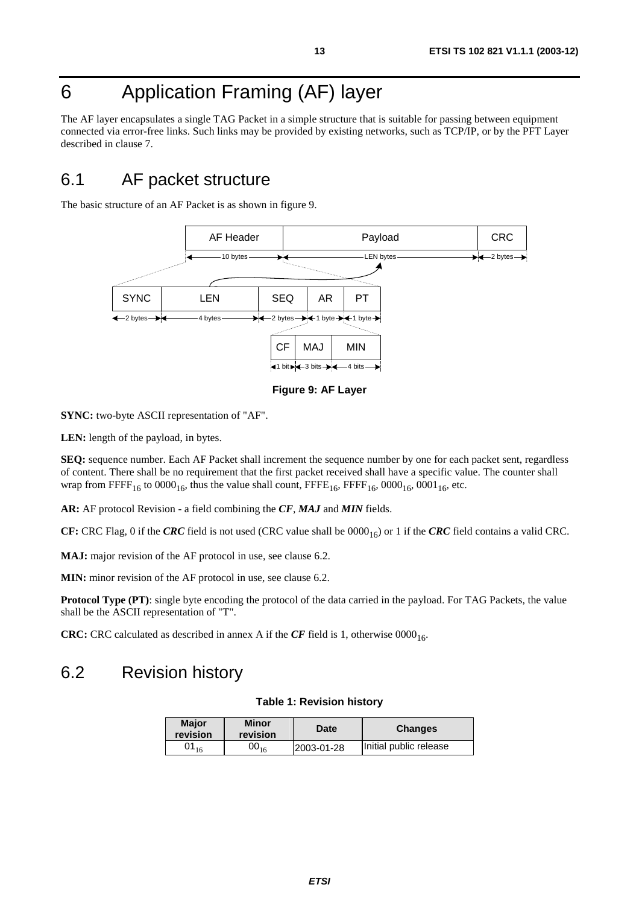# 6 Application Framing (AF) layer

The AF layer encapsulates a single TAG Packet in a simple structure that is suitable for passing between equipment connected via error-free links. Such links may be provided by existing networks, such as TCP/IP, or by the PFT Layer described in clause 7.

## 6.1 AF packet structure

The basic structure of an AF Packet is as shown in figure 9.

AF Header
Payload
CRC
10 bytes
LEN bytes
2 bytes
SYNC
LEN
SEQ
AR
PT
2 bytes
4 bytes
2 bytes
1 byte
1 byte
CF
MAJ
MIN
1 bit
3 bits
4 bits

**Figure 9: AF Layer**

**SYNC:** two-byte ASCII representation of "AF".

**LEN:** length of the payload, in bytes.

**SEQ:** sequence number. Each AF Packet shall increment the sequence number by one for each packet sent, regardless of content. There shall be no requirement that the first packet received shall have a specific value. The counter shall wrap from $FFFF_{16}$ to $0000_{16}$, thus the value shall count, $FFFE_{16}$, $FFFF_{16}$, $0000_{16}$, $0001_{16}$, etc.

**AR:** AF protocol Revision - a field combining the ***CF***, ***MAJ*** and ***MIN*** fields.

**CF:** CRC Flag, 0 if the ***CRC*** field is not used (CRC value shall be $0000_{16}$) or 1 if the ***CRC*** field contains a valid CRC.

**MAJ:** major revision of the AF protocol in use, see clause 6.2.

**MIN:** minor revision of the AF protocol in use, see clause 6.2.

**Protocol Type (PT)**: single byte encoding the protocol of the data carried in the payload. For TAG Packets, the value shall be the ASCII representation of "T".

**CRC:** CRC calculated as described in annex A if the ***CF*** field is 1, otherwise $0000_{16}$.

## 6.2 Revision history

**Table 1: Revision history**

| Major revision | Minor revision | Date | Changes |
|---|---|---|---|
| $01_{16}$ | $00_{16}$ | 2003-01-28 | Initial public release |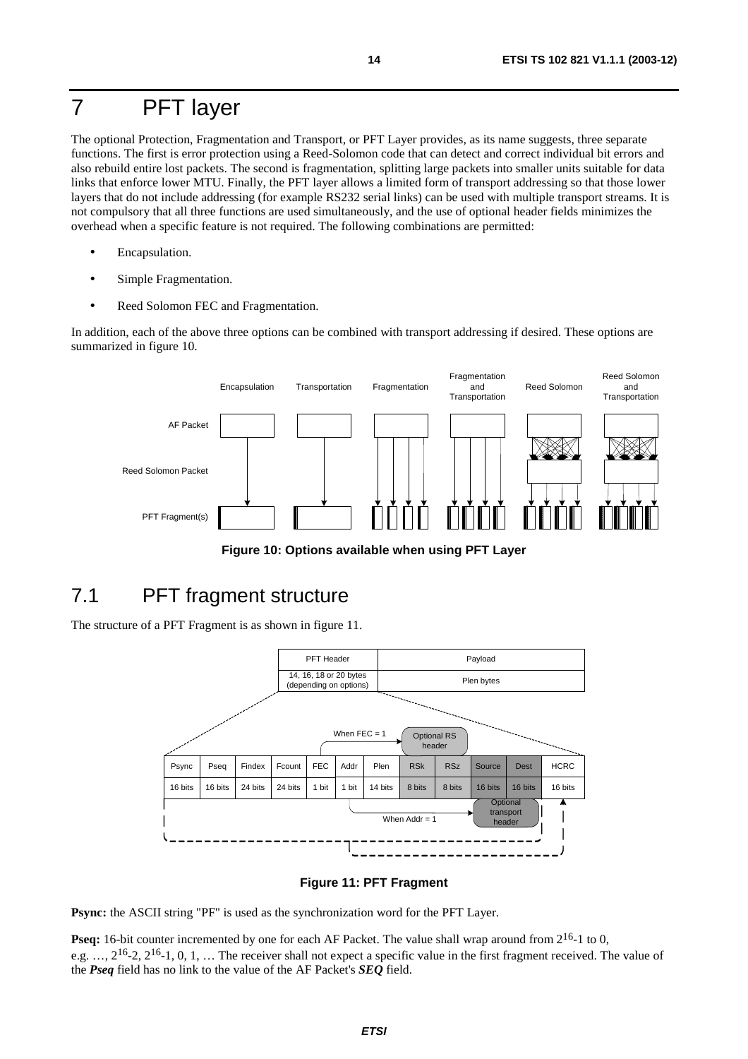# 7 PFT layer

The optional Protection, Fragmentation and Transport, or PFT Layer provides, as its name suggests, three separate functions. The first is error protection using a Reed-Solomon code that can detect and correct individual bit errors and also rebuild entire lost packets. The second is fragmentation, splitting large packets into smaller units suitable for data links that enforce lower MTU. Finally, the PFT layer allows a limited form of transport addressing so that those lower layers that do not include addressing (for example RS232 serial links) can be used with multiple transport streams. It is not compulsory that all three functions are used simultaneously, and the use of optional header fields minimizes the overhead when a specific feature is not required. The following combinations are permitted:

- Encapsulation.
- Simple Fragmentation.
- Reed Solomon FEC and Fragmentation.

In addition, each of the above three options can be combined with transport addressing if desired. These options are summarized in figure 10.

Encapsulation
Transportation
Fragmentation
Fragmentation and Transportation
Reed Solomon
Reed Solomon and Transportation
AF Packet
Reed Solomon Packet
PFT Fragment(s)

**Figure 10: Options available when using PFT Layer**

## 7.1 PFT fragment structure

The structure of a PFT Fragment is as shown in figure 11.

PFT Header
14, 16, 18 or 20 bytes (depending on options)
Payload
Plen bytes
When FEC = 1
Optional RS header
Psync 16 bits
Pseq 16 bits
Findex 24 bits
Fcount 24 bits
FEC 1 bit
Addr 1 bit
Plen 14 bits
RSk 8 bits
RSz 8 bits
Source 16 bits
Dest 16 bits
HCRC 16 bits
When Addr = 1
Optional transport header

**Figure 11: PFT Fragment**

**Psync:** the ASCII string "PF" is used as the synchronization word for the PFT Layer.

**Pseq:** 16-bit counter incremented by one for each AF Packet. The value shall wrap around from $2^{16}$-1 to 0, e.g. …, $2^{16}$-2, $2^{16}$-1, 0, 1, … The receiver shall not expect a specific value in the first fragment received. The value of the ***Pseq*** field has no link to the value of the AF Packet's ***SEQ*** field.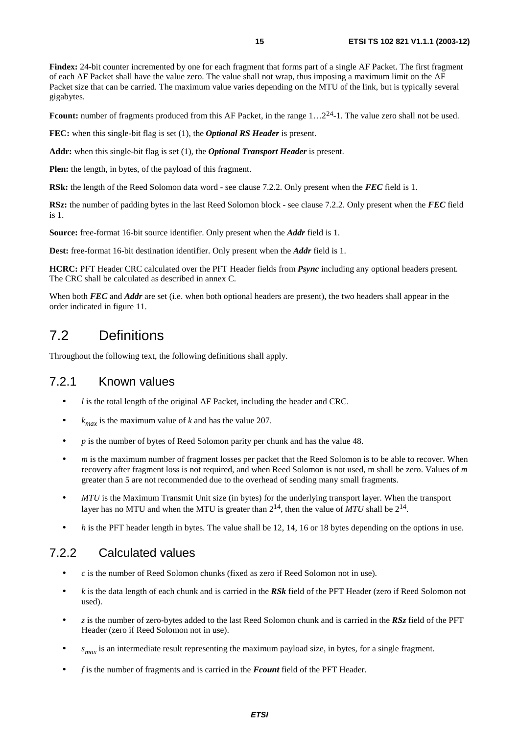**Findex:** 24-bit counter incremented by one for each fragment that forms part of a single AF Packet. The first fragment of each AF Packet shall have the value zero. The value shall not wrap, thus imposing a maximum limit on the AF Packet size that can be carried. The maximum value varies depending on the MTU of the link, but is typically several gigabytes.

**Fcount:** number of fragments produced from this AF Packet, in the range $1 \ldots 2^{24}-1$. The value zero shall not be used.

**FEC:** when this single-bit flag is set (1), the ***Optional RS Header*** is present.

**Addr:** when this single-bit flag is set (1), the ***Optional Transport Header*** is present.

**Plen:** the length, in bytes, of the payload of this fragment.

**RSk:** the length of the Reed Solomon data word - see clause 7.2.2. Only present when the ***FEC*** field is 1.

**RSz:** the number of padding bytes in the last Reed Solomon block - see clause 7.2.2. Only present when the ***FEC*** field is 1.

**Source:** free-format 16-bit source identifier. Only present when the ***Addr*** field is 1.

**Dest:** free-format 16-bit destination identifier. Only present when the ***Addr*** field is 1.

**HCRC:** PFT Header CRC calculated over the PFT Header fields from ***Psync*** including any optional headers present. The CRC shall be calculated as described in annex C.

When both ***FEC*** and ***Addr*** are set (i.e. when both optional headers are present), the two headers shall appear in the order indicated in figure 11.

## 7.2 Definitions

Throughout the following text, the following definitions shall apply.

### 7.2.1 Known values

- $l$ is the total length of the original AF Packet, including the header and CRC.
- $k_{max}$ is the maximum value of $k$ and has the value 207.
- $p$ is the number of bytes of Reed Solomon parity per chunk and has the value 48.
- $m$ is the maximum number of fragment losses per packet that the Reed Solomon is to be able to recover. When recovery after fragment loss is not required, and when Reed Solomon is not used, m shall be zero. Values of $m$ greater than 5 are not recommended due to the overhead of sending many small fragments.
- $MTU$ is the Maximum Transmit Unit size (in bytes) for the underlying transport layer. When the transport layer has no MTU and when the MTU is greater than $2^{14}$, then the value of $MTU$ shall be $2^{14}$.
- $h$ is the PFT header length in bytes. The value shall be 12, 14, 16 or 18 bytes depending on the options in use.

### 7.2.2 Calculated values

- $c$ is the number of Reed Solomon chunks (fixed as zero if Reed Solomon not in use).
- $k$ is the data length of each chunk and is carried in the ***RSk*** field of the PFT Header (zero if Reed Solomon not used).
- $z$ is the number of zero-bytes added to the last Reed Solomon chunk and is carried in the ***RSz*** field of the PFT Header (zero if Reed Solomon not in use).
- $s_{max}$ is an intermediate result representing the maximum payload size, in bytes, for a single fragment.
- $f$ is the number of fragments and is carried in the ***Fcount*** field of the PFT Header.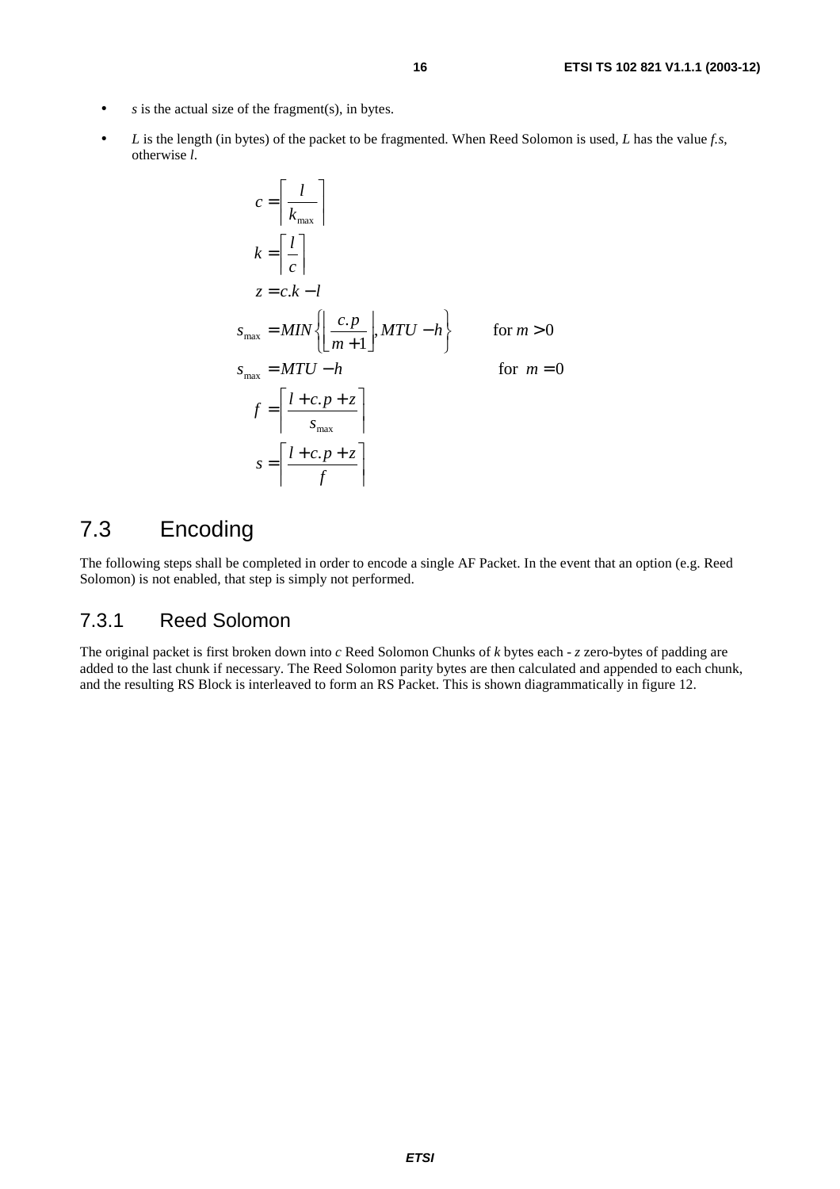- $s$ is the actual size of the fragment(s), in bytes.
- $L$ is the length (in bytes) of the packet to be fragmented. When Reed Solomon is used, $L$ has the value $f.s$, otherwise $l$.

$$c = \left\lceil \frac{l}{k_{max}} \right\rceil$$

$$k = \left\lceil \frac{l}{c} \right\rceil$$

$$z = c.k - l$$

$$s_{max} = MIN\left\{ \left\lfloor \frac{c.p}{m+1} \right\rfloor, MTU - h \right\} \qquad \text{for } m > 0$$

$$s_{max} = MTU - h \qquad \text{for } m = 0$$

$$f = \left\lceil \frac{l + c.p + z}{s_{max}} \right\rceil$$

$$s = \left\lceil \frac{l + c.p + z}{f} \right\rceil$$

## 7.3 Encoding

The following steps shall be completed in order to encode a single AF Packet. In the event that an option (e.g. Reed Solomon) is not enabled, that step is simply not performed.

### 7.3.1 Reed Solomon

The original packet is first broken down into $c$ Reed Solomon Chunks of $k$ bytes each - $z$ zero-bytes of padding are added to the last chunk if necessary. The Reed Solomon parity bytes are then calculated and appended to each chunk, and the resulting RS Block is interleaved to form an RS Packet. This is shown diagrammatically in figure 12.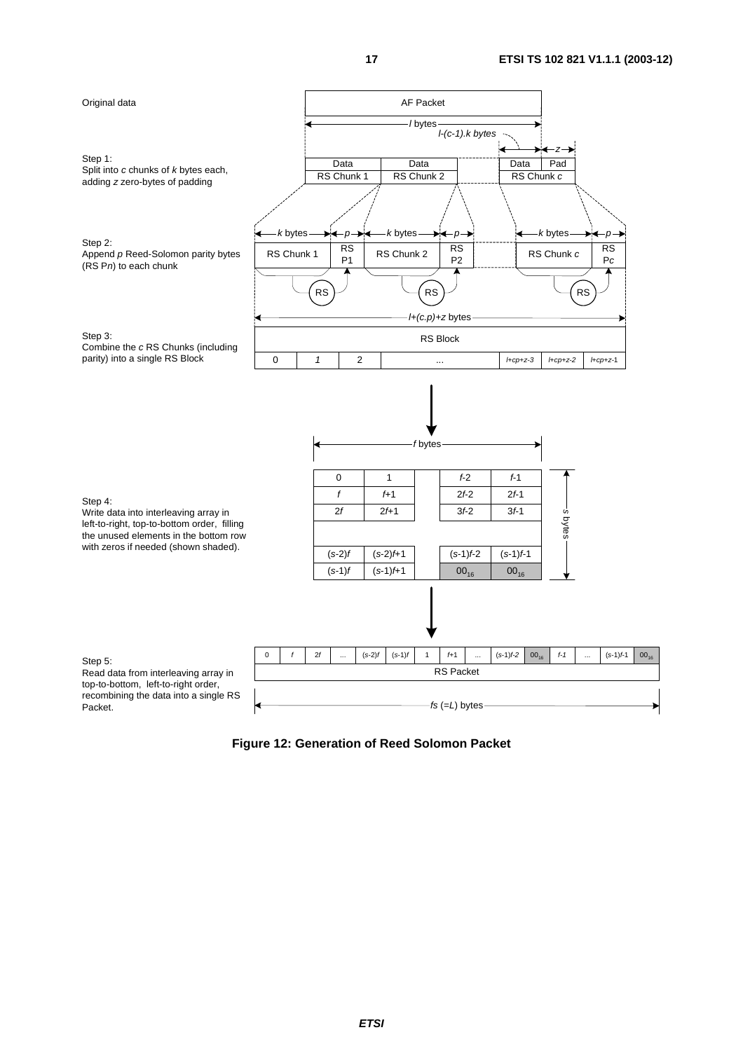Original data

AF Packet

$l$ bytes

$l$-($c$-1).$k$ bytes

$z$

Step 1:
Split into $c$ chunks of $k$ bytes each, adding $z$ zero-bytes of padding

Data | RS Chunk 1 | Data | RS Chunk 2 | Data | Pad | RS Chunk $c$

Step 2:
Append $p$ Reed-Solomon parity bytes (RS P$n$) to each chunk

$k$ bytes | $p$ | $k$ bytes | $p$ | $k$ bytes | $p$

RS Chunk 1 | RS P1 | RS Chunk 2 | RS P2 | RS Chunk $c$ | RS P$c$

RS | RS | RS

$l$+($c$.$p$)+$z$ bytes

Step 3:
Combine the $c$ RS Chunks (including parity) into a single RS Block

RS Block

0 | 1 | 2 | ... | $l$+$cp$+$z$-3 | $l$+$cp$+$z$-2 | $l$+$cp$+$z$-1

$f$ bytes

$s$ bytes

Step 4:
Write data into interleaving array in left-to-right, top-to-bottom order, filling the unused elements in the bottom row with zeros if needed (shown shaded).

| | | | | |
|---|---|---|---|---|
| 0 | 1 | | $f$-2 | $f$-1 |
| $f$ | $f$+1 | | 2$f$-2 | 2$f$-1 |
| 2$f$ | 2$f$+1 | | 3$f$-2 | 3$f$-1 |
| | | | | |
| ($s$-2)$f$ | ($s$-2)$f$+1 | | ($s$-1)$f$-2 | ($s$-1)$f$-1 |
| ($s$-1)$f$ | ($s$-1)$f$+1 | | $00_{16}$ | $00_{16}$ |

Step 5:
Read data from interleaving array in top-to-bottom, left-to-right order, recombining the data into a single RS Packet.

0 | $f$ | 2$f$ | ... | ($s$-2)$f$ | ($s$-1)$f$ | 1 | $f$+1 | ... | ($s$-1)$f$-2 | $00_{16}$ | $f$-1 | ... | ($s$-1)$f$-1 | $00_{16}$

RS Packet

$fs$ (=$L$) bytes

**Figure 12: Generation of Reed Solomon Packet**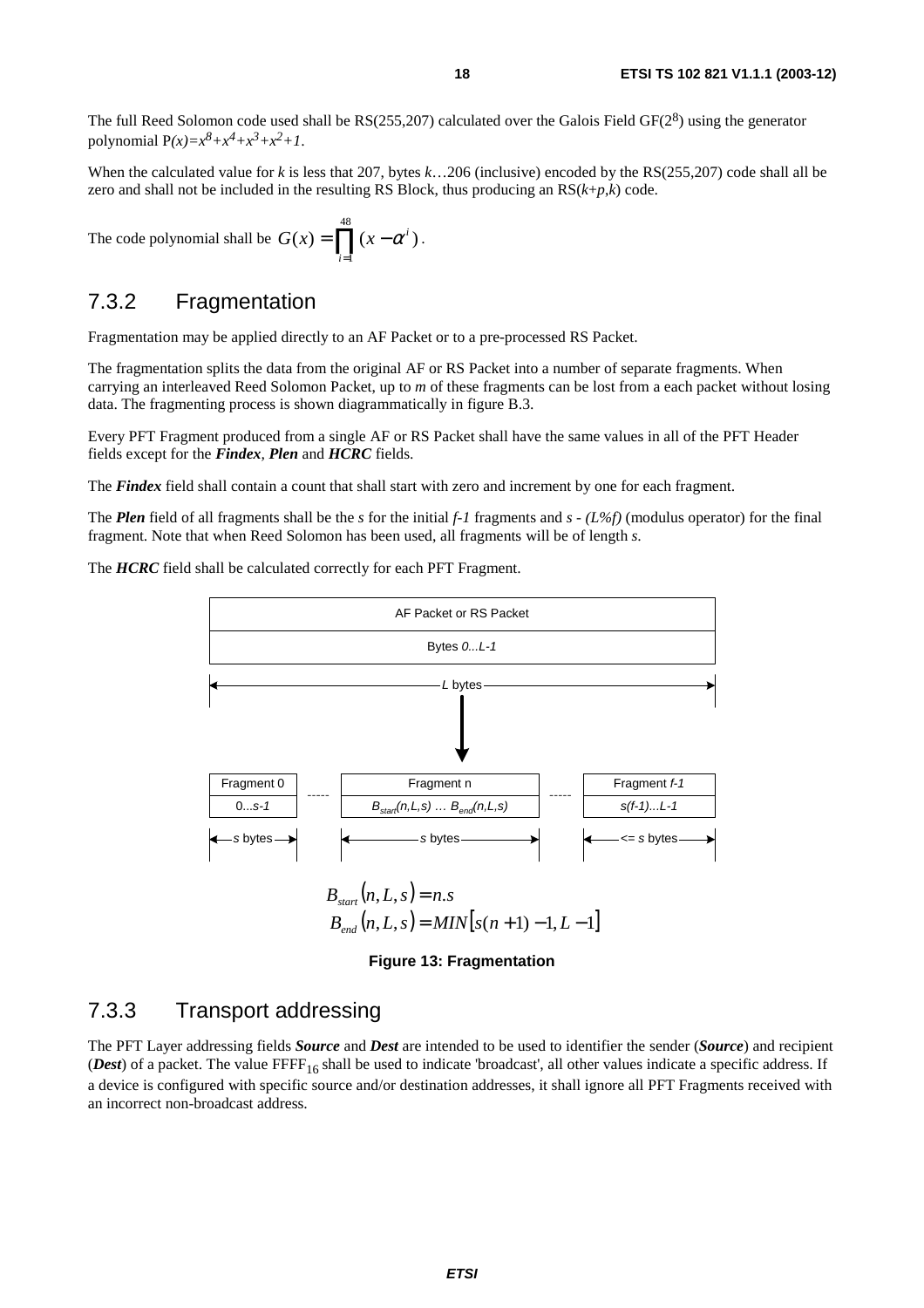The full Reed Solomon code used shall be RS(255,207) calculated over the Galois Field GF($2^8$) using the generator polynomial $P(x)=x^8+x^4+x^3+x^2+1$.

When the calculated value for $k$ is less that 207, bytes $k$…206 (inclusive) encoded by the RS(255,207) code shall all be zero and shall not be included in the resulting RS Block, thus producing an RS($k+p$,$k$) code.

The code polynomial shall be $G(x) = \prod_{i=1}^{48} (x - \alpha^i)$.

## 7.3.2 Fragmentation

Fragmentation may be applied directly to an AF Packet or to a pre-processed RS Packet.

The fragmentation splits the data from the original AF or RS Packet into a number of separate fragments. When carrying an interleaved Reed Solomon Packet, up to $m$ of these fragments can be lost from a each packet without losing data. The fragmenting process is shown diagrammatically in figure B.3.

Every PFT Fragment produced from a single AF or RS Packet shall have the same values in all of the PFT Header fields except for the ***Findex***, ***Plen*** and ***HCRC*** fields.

The ***Findex*** field shall contain a count that shall start with zero and increment by one for each fragment.

The ***Plen*** field of all fragments shall be the $s$ for the initial $f-1$ fragments and $s - (L\%f)$ (modulus operator) for the final fragment. Note that when Reed Solomon has been used, all fragments will be of length $s$.

The ***HCRC*** field shall be calculated correctly for each PFT Fragment.

AF Packet or RS Packet

Bytes $0...L-1$

$L$ bytes

Fragment 0 — $0...s-1$ — $s$ bytes

Fragment n — $B_{start}(n,L,s) \ldots B_{end}(n,L,s)$ — $s$ bytes

Fragment $f-1$ — $s(f-1)...L-1$ — <= $s$ bytes

$$B_{start}(n,L,s) = n.s$$
$$B_{end}(n,L,s) = MIN[s(n+1)-1, L-1]$$

**Figure 13: Fragmentation**

## 7.3.3 Transport addressing

The PFT Layer addressing fields ***Source*** and ***Dest*** are intended to be used to identifier the sender (***Source***) and recipient (***Dest***) of a packet. The value $FFFF_{16}$ shall be used to indicate 'broadcast', all other values indicate a specific address. If a device is configured with specific source and/or destination addresses, it shall ignore all PFT Fragments received with an incorrect non-broadcast address.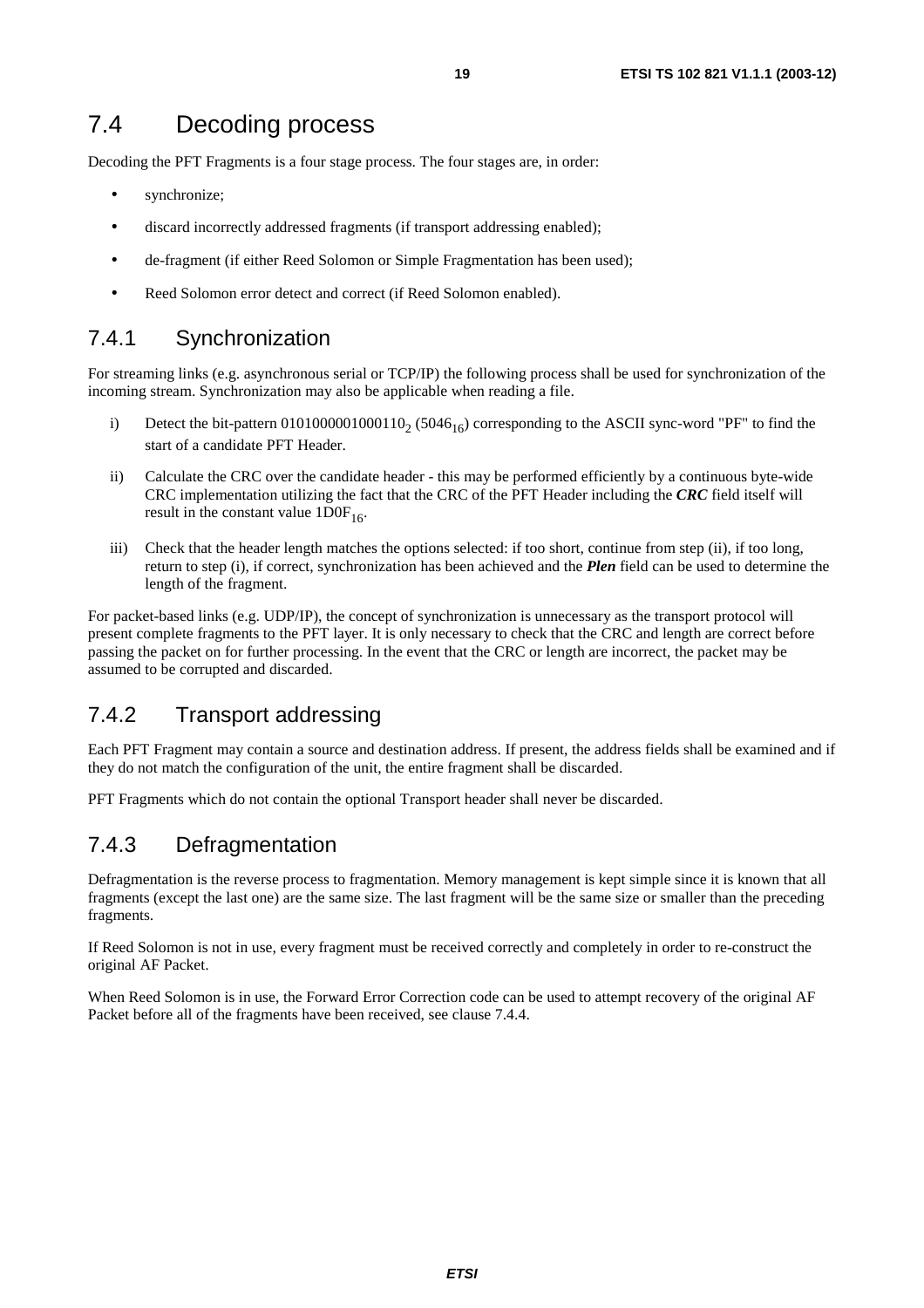## 7.4 Decoding process

Decoding the PFT Fragments is a four stage process. The four stages are, in order:

- synchronize;
- discard incorrectly addressed fragments (if transport addressing enabled);
- de-fragment (if either Reed Solomon or Simple Fragmentation has been used);
- Reed Solomon error detect and correct (if Reed Solomon enabled).

### 7.4.1 Synchronization

For streaming links (e.g. asynchronous serial or TCP/IP) the following process shall be used for synchronization of the incoming stream. Synchronization may also be applicable when reading a file.

i) Detect the bit-pattern $0101000001000110_2$ ($5046_{16}$) corresponding to the ASCII sync-word "PF" to find the start of a candidate PFT Header.

ii) Calculate the CRC over the candidate header - this may be performed efficiently by a continuous byte-wide CRC implementation utilizing the fact that the CRC of the PFT Header including the ***CRC*** field itself will result in the constant value $1D0F_{16}$.

iii) Check that the header length matches the options selected: if too short, continue from step (ii), if too long, return to step (i), if correct, synchronization has been achieved and the ***Plen*** field can be used to determine the length of the fragment.

For packet-based links (e.g. UDP/IP), the concept of synchronization is unnecessary as the transport protocol will present complete fragments to the PFT layer. It is only necessary to check that the CRC and length are correct before passing the packet on for further processing. In the event that the CRC or length are incorrect, the packet may be assumed to be corrupted and discarded.

### 7.4.2 Transport addressing

Each PFT Fragment may contain a source and destination address. If present, the address fields shall be examined and if they do not match the configuration of the unit, the entire fragment shall be discarded.

PFT Fragments which do not contain the optional Transport header shall never be discarded.

### 7.4.3 Defragmentation

Defragmentation is the reverse process to fragmentation. Memory management is kept simple since it is known that all fragments (except the last one) are the same size. The last fragment will be the same size or smaller than the preceding fragments.

If Reed Solomon is not in use, every fragment must be received correctly and completely in order to re-construct the original AF Packet.

When Reed Solomon is in use, the Forward Error Correction code can be used to attempt recovery of the original AF Packet before all of the fragments have been received, see clause 7.4.4.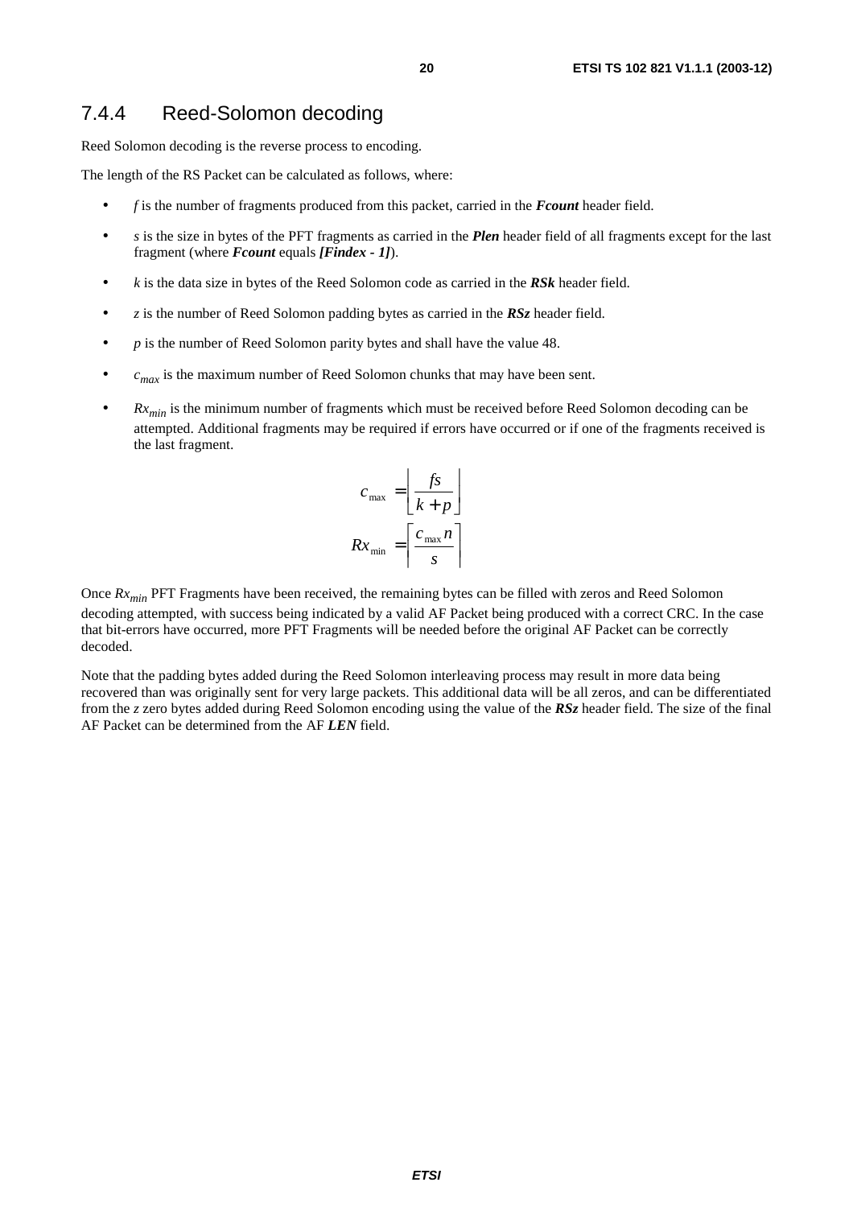### 7.4.4 Reed-Solomon decoding

Reed Solomon decoding is the reverse process to encoding.

The length of the RS Packet can be calculated as follows, where:

- $f$ is the number of fragments produced from this packet, carried in the ***Fcount*** header field.
- $s$ is the size in bytes of the PFT fragments as carried in the ***Plen*** header field of all fragments except for the last fragment (where ***Fcount*** equals ***[Findex - 1]***).
- $k$ is the data size in bytes of the Reed Solomon code as carried in the ***RSk*** header field.
- $z$ is the number of Reed Solomon padding bytes as carried in the ***RSz*** header field.
- $p$ is the number of Reed Solomon parity bytes and shall have the value 48.
- $c_{max}$ is the maximum number of Reed Solomon chunks that may have been sent.
- $Rx_{min}$ is the minimum number of fragments which must be received before Reed Solomon decoding can be attempted. Additional fragments may be required if errors have occurred or if one of the fragments received is the last fragment.

$$c_{\max} = \left\lfloor \frac{fs}{k+p} \right\rfloor$$

$$Rx_{\min} = \left\lceil \frac{c_{\max} n}{s} \right\rceil$$

Once $Rx_{min}$ PFT Fragments have been received, the remaining bytes can be filled with zeros and Reed Solomon decoding attempted, with success being indicated by a valid AF Packet being produced with a correct CRC. In the case that bit-errors have occurred, more PFT Fragments will be needed before the original AF Packet can be correctly decoded.

Note that the padding bytes added during the Reed Solomon interleaving process may result in more data being recovered than was originally sent for very large packets. This additional data will be all zeros, and can be differentiated from the $z$ zero bytes added during Reed Solomon encoding using the value of the ***RSz*** header field. The size of the final AF Packet can be determined from the AF ***LEN*** field.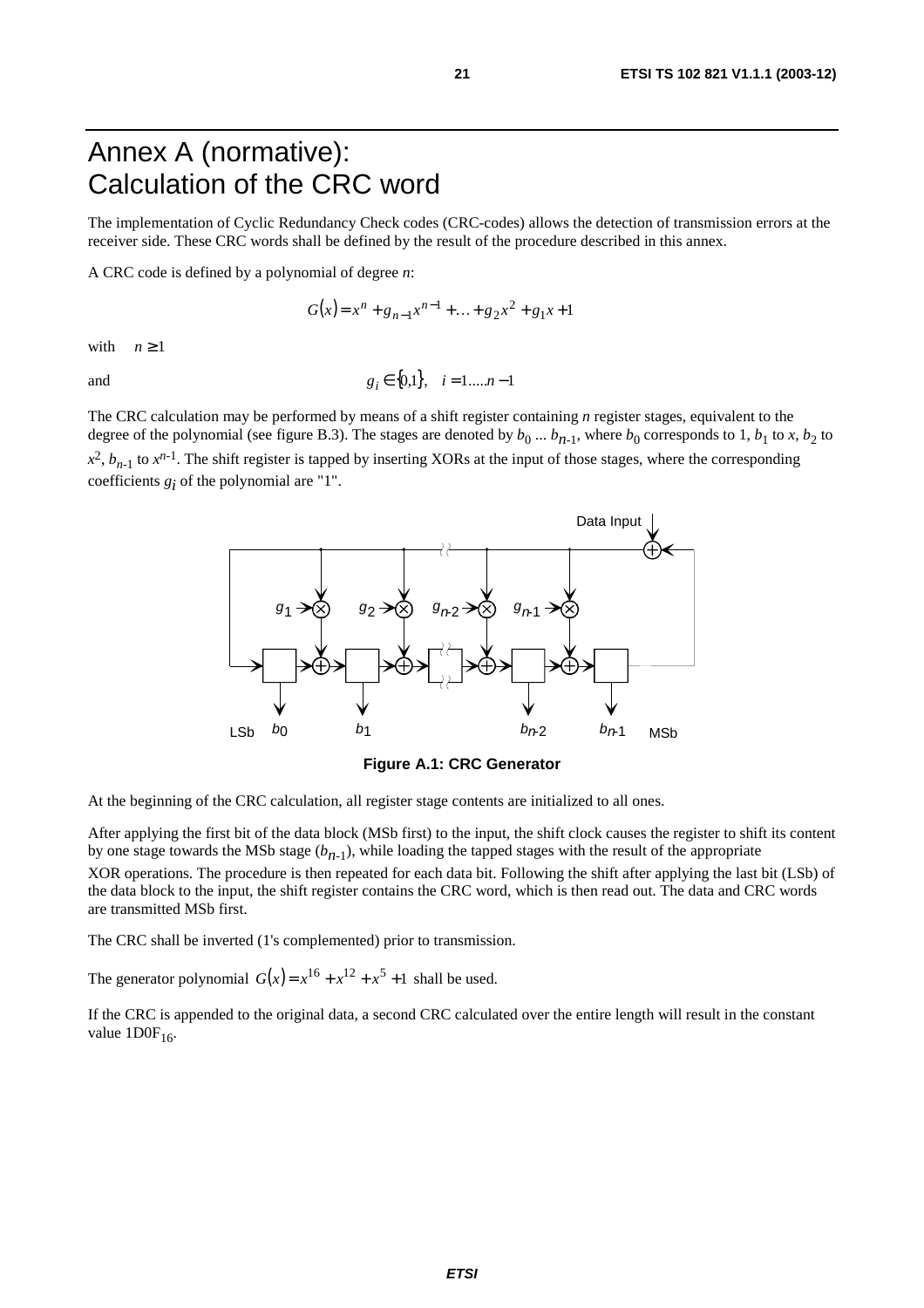# Annex A (normative): Calculation of the CRC word

The implementation of Cyclic Redundancy Check codes (CRC-codes) allows the detection of transmission errors at the receiver side. These CRC words shall be defined by the result of the procedure described in this annex.

A CRC code is defined by a polynomial of degree *n*:

$$G(x) = x^n + g_{n-1}x^{n-1} + \ldots + g_2 x^2 + g_1 x + 1$$

with $n \geq 1$

and $g_i \in \{0,1\}, \quad i = 1.....n-1$

The CRC calculation may be performed by means of a shift register containing *n* register stages, equivalent to the degree of the polynomial (see figure B.3). The stages are denoted by $b_0$ ... $b_{n-1}$, where $b_0$ corresponds to 1, $b_1$ to $x$, $b_2$ to $x^2$, $b_{n-1}$ to $x^{n-1}$. The shift register is tapped by inserting XORs at the input of those stages, where the corresponding coefficients $g_i$ of the polynomial are "1".

Data Input

$g_1$ $g_2$ $g_{n-2}$ $g_{n-1}$

LSb $b_0$ $b_1$ $b_{n-2}$ $b_{n-1}$ MSb

**Figure A.1: CRC Generator**

At the beginning of the CRC calculation, all register stage contents are initialized to all ones.

After applying the first bit of the data block (MSb first) to the input, the shift clock causes the register to shift its content by one stage towards the MSb stage ($b_{n-1}$), while loading the tapped stages with the result of the appropriate XOR operations. The procedure is then repeated for each data bit. Following the shift after applying the last bit (LSb) of the data block to the input, the shift register contains the CRC word, which is then read out. The data and CRC words are transmitted MSb first.

The CRC shall be inverted (1's complemented) prior to transmission.

The generator polynomial $G(x) = x^{16} + x^{12} + x^5 + 1$ shall be used.

If the CRC is appended to the original data, a second CRC calculated over the entire length will result in the constant value $1D0F_{16}$.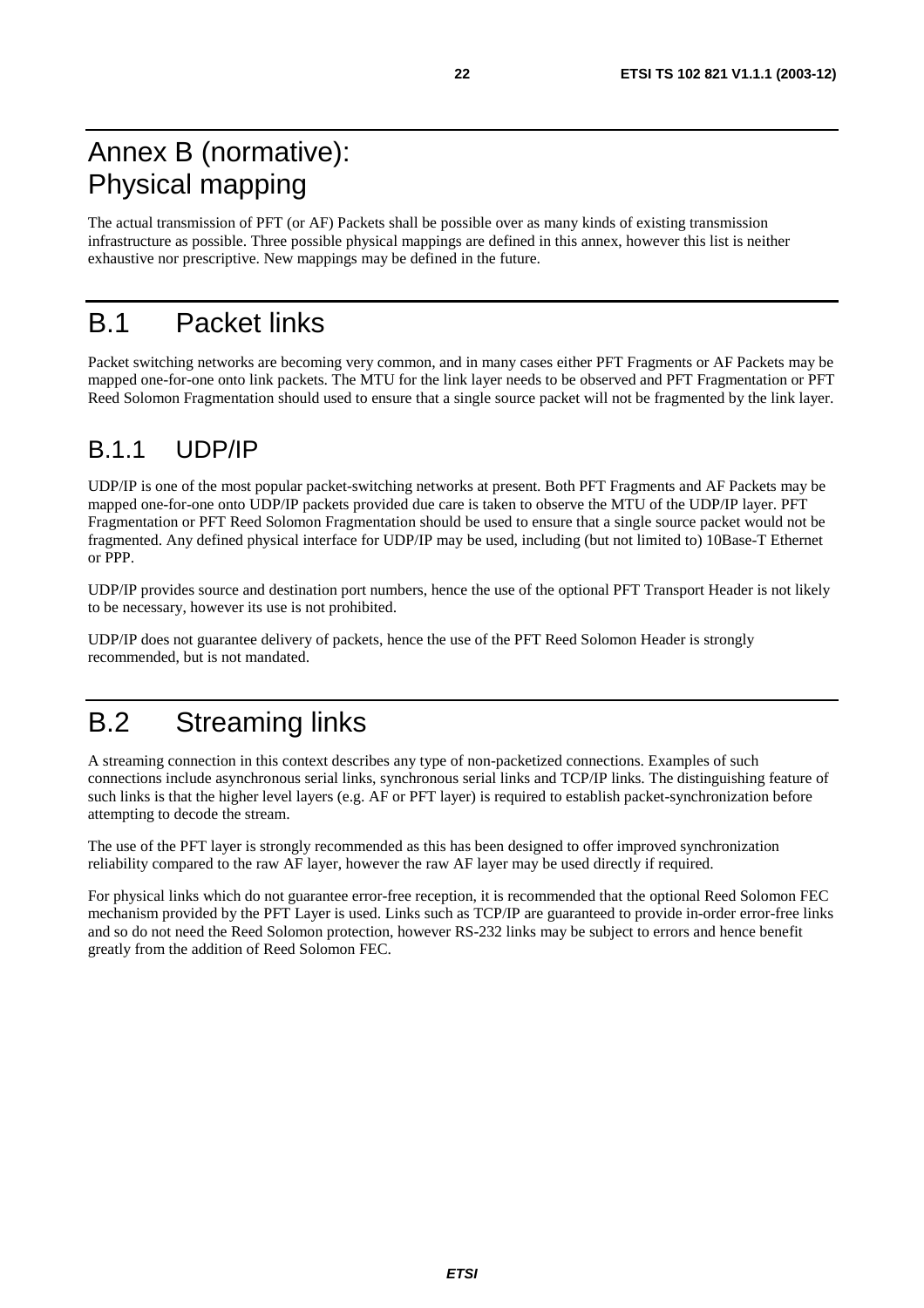# Annex B (normative): Physical mapping

The actual transmission of PFT (or AF) Packets shall be possible over as many kinds of existing transmission infrastructure as possible. Three possible physical mappings are defined in this annex, however this list is neither exhaustive nor prescriptive. New mappings may be defined in the future.

# B.1 Packet links

Packet switching networks are becoming very common, and in many cases either PFT Fragments or AF Packets may be mapped one-for-one onto link packets. The MTU for the link layer needs to be observed and PFT Fragmentation or PFT Reed Solomon Fragmentation should used to ensure that a single source packet will not be fragmented by the link layer.

## B.1.1 UDP/IP

UDP/IP is one of the most popular packet-switching networks at present. Both PFT Fragments and AF Packets may be mapped one-for-one onto UDP/IP packets provided due care is taken to observe the MTU of the UDP/IP layer. PFT Fragmentation or PFT Reed Solomon Fragmentation should be used to ensure that a single source packet would not be fragmented. Any defined physical interface for UDP/IP may be used, including (but not limited to) 10Base-T Ethernet or PPP.

UDP/IP provides source and destination port numbers, hence the use of the optional PFT Transport Header is not likely to be necessary, however its use is not prohibited.

UDP/IP does not guarantee delivery of packets, hence the use of the PFT Reed Solomon Header is strongly recommended, but is not mandated.

# B.2 Streaming links

A streaming connection in this context describes any type of non-packetized connections. Examples of such connections include asynchronous serial links, synchronous serial links and TCP/IP links. The distinguishing feature of such links is that the higher level layers (e.g. AF or PFT layer) is required to establish packet-synchronization before attempting to decode the stream.

The use of the PFT layer is strongly recommended as this has been designed to offer improved synchronization reliability compared to the raw AF layer, however the raw AF layer may be used directly if required.

For physical links which do not guarantee error-free reception, it is recommended that the optional Reed Solomon FEC mechanism provided by the PFT Layer is used. Links such as TCP/IP are guaranteed to provide in-order error-free links and so do not need the Reed Solomon protection, however RS-232 links may be subject to errors and hence benefit greatly from the addition of Reed Solomon FEC.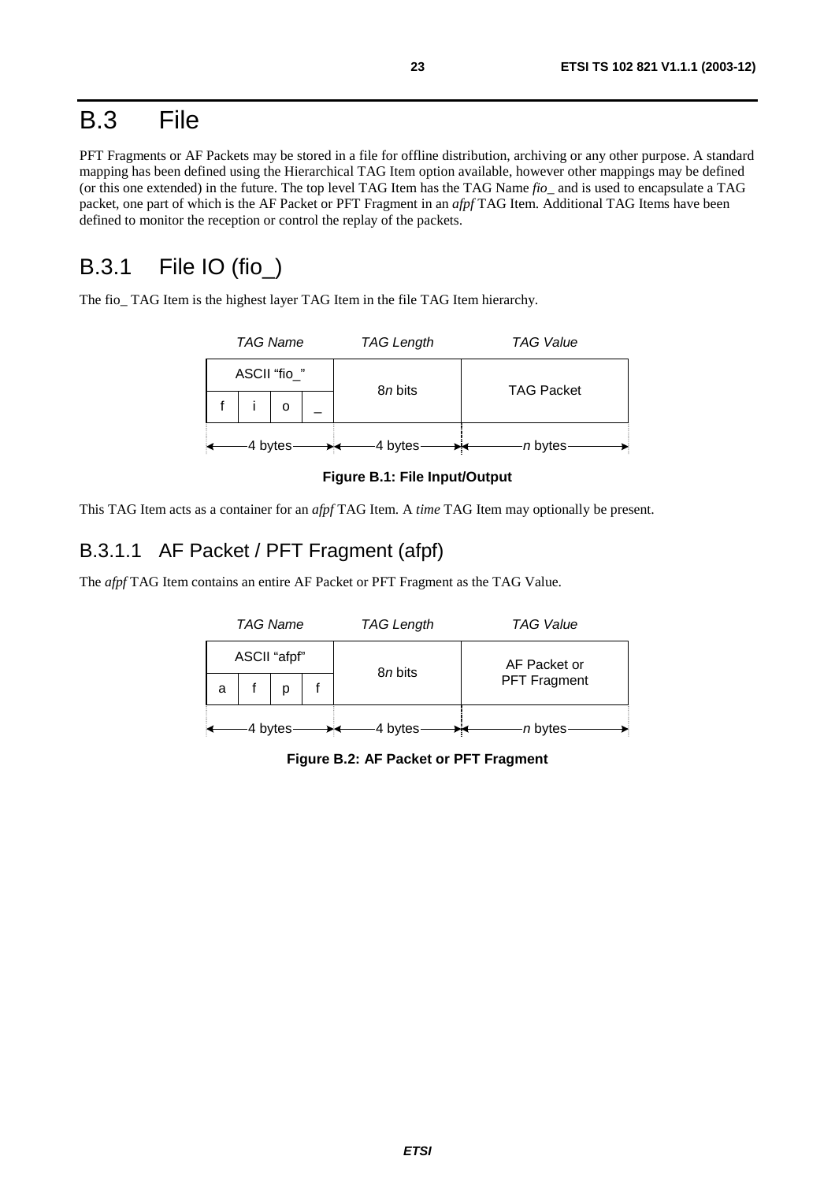# B.3 File

PFT Fragments or AF Packets may be stored in a file for offline distribution, archiving or any other purpose. A standard mapping has been defined using the Hierarchical TAG Item option available, however other mappings may be defined (or this one extended) in the future. The top level TAG Item has the TAG Name *fio_* and is used to encapsulate a TAG packet, one part of which is the AF Packet or PFT Fragment in an *afpf* TAG Item. Additional TAG Items have been defined to monitor the reception or control the replay of the packets.

## B.3.1 File IO (fio_)

The fio_ TAG Item is the highest layer TAG Item in the file TAG Item hierarchy.

| *TAG Name* | | | | *TAG Length* | *TAG Value* |
|---|---|---|---|---|---|
| ASCII "fio_" | | | | 8*n* bits | TAG Packet |
| f | i | o | _ | | |
| 4 bytes | | | | 4 bytes | *n* bytes |

**Figure B.1: File Input/Output**

This TAG Item acts as a container for an *afpf* TAG Item. A *time* TAG Item may optionally be present.

### B.3.1.1 AF Packet / PFT Fragment (afpf)

The *afpf* TAG Item contains an entire AF Packet or PFT Fragment as the TAG Value.

| *TAG Name* | | | | *TAG Length* | *TAG Value* |
|---|---|---|---|---|---|
| ASCII "afpf" | | | | 8*n* bits | AF Packet or PFT Fragment |
| a | f | p | f | | |
| 4 bytes | | | | 4 bytes | *n* bytes |

**Figure B.2: AF Packet or PFT Fragment**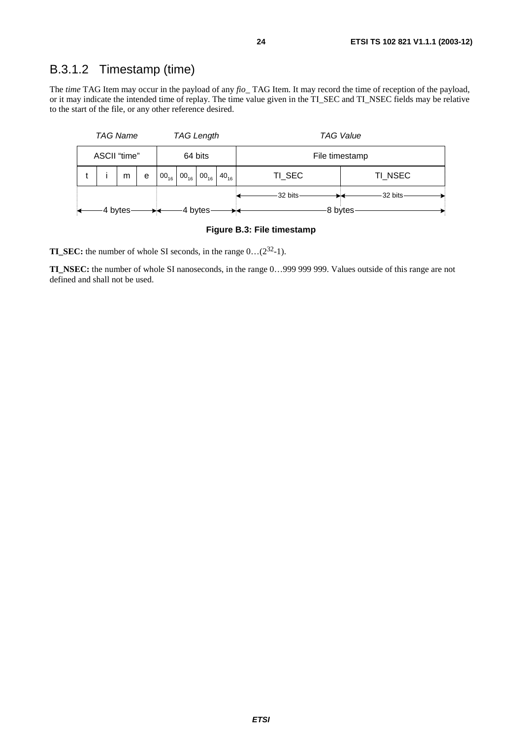## B.3.1.2 Timestamp (time)

The *time* TAG Item may occur in the payload of any *fio_* TAG Item. It may record the time of reception of the payload, or it may indicate the intended time of replay. The time value given in the TI_SEC and TI_NSEC fields may be relative to the start of the file, or any other reference desired.

| *TAG Name* | | | | *TAG Length* | | | | *TAG Value* | |
|---|---|---|---|---|---|---|---|---|---|
| ASCII "time" | | | | 64 bits | | | | File timestamp | |
| t | i | m | e | $00_{16}$ | $00_{16}$ | $00_{16}$ | $40_{16}$ | TI_SEC | TI_NSEC |
| | | | | | | | | 32 bits | 32 bits |
| 4 bytes | | | | 4 bytes | | | | 8 bytes | |

**Figure B.3: File timestamp**

**TI_SEC:** the number of whole SI seconds, in the range $0\ldots(2^{32}-1)$.

**TI_NSEC:** the number of whole SI nanoseconds, in the range 0…999 999 999. Values outside of this range are not defined and shall not be used.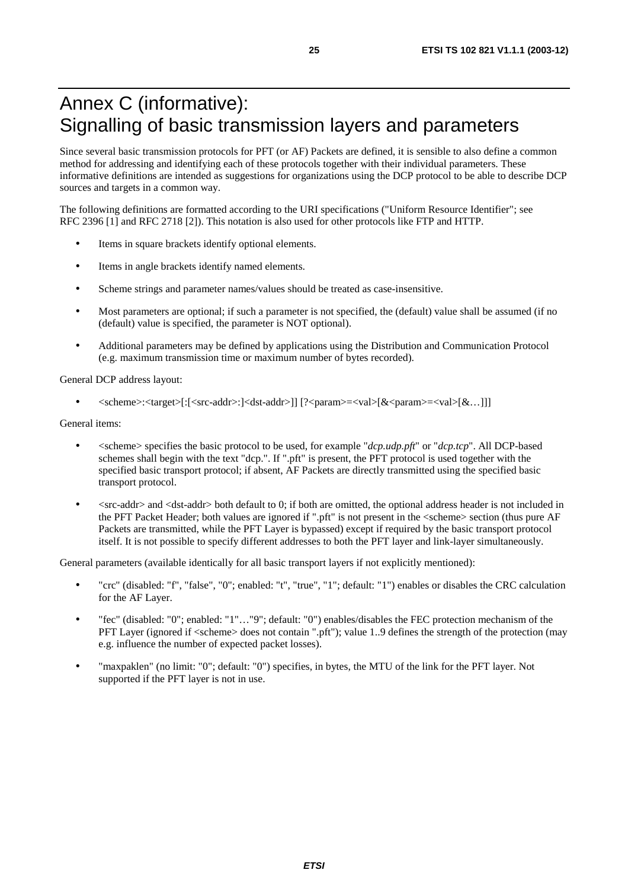# Annex C (informative): Signalling of basic transmission layers and parameters

Since several basic transmission protocols for PFT (or AF) Packets are defined, it is sensible to also define a common method for addressing and identifying each of these protocols together with their individual parameters. These informative definitions are intended as suggestions for organizations using the DCP protocol to be able to describe DCP sources and targets in a common way.

The following definitions are formatted according to the URI specifications ("Uniform Resource Identifier"; see RFC 2396 [1] and RFC 2718 [2]). This notation is also used for other protocols like FTP and HTTP.

- Items in square brackets identify optional elements.
- Items in angle brackets identify named elements.
- Scheme strings and parameter names/values should be treated as case-insensitive.
- Most parameters are optional; if such a parameter is not specified, the (default) value shall be assumed (if no (default) value is specified, the parameter is NOT optional).
- Additional parameters may be defined by applications using the Distribution and Communication Protocol (e.g. maximum transmission time or maximum number of bytes recorded).

General DCP address layout:

- <scheme>:<target>[:[<src-addr>:]<dst-addr>]] [?<param>=<val>[&<param>=<val>[&…]]]

General items:

- <scheme> specifies the basic protocol to be used, for example "*dcp.udp.pft*" or "*dcp.tcp*". All DCP-based schemes shall begin with the text "dcp.". If ".pft" is present, the PFT protocol is used together with the specified basic transport protocol; if absent, AF Packets are directly transmitted using the specified basic transport protocol.
- <src-addr> and <dst-addr> both default to 0; if both are omitted, the optional address header is not included in the PFT Packet Header; both values are ignored if ".pft" is not present in the <scheme> section (thus pure AF Packets are transmitted, while the PFT Layer is bypassed) except if required by the basic transport protocol itself. It is not possible to specify different addresses to both the PFT layer and link-layer simultaneously.

General parameters (available identically for all basic transport layers if not explicitly mentioned):

- "crc" (disabled: "f", "false", "0"; enabled: "t", "true", "1"; default: "1") enables or disables the CRC calculation for the AF Layer.
- "fec" (disabled: "0"; enabled: "1"…"9"; default: "0") enables/disables the FEC protection mechanism of the PFT Layer (ignored if <scheme> does not contain ".pft"); value 1..9 defines the strength of the protection (may e.g. influence the number of expected packet losses).
- "maxpaklen" (no limit: "0"; default: "0") specifies, in bytes, the MTU of the link for the PFT layer. Not supported if the PFT layer is not in use.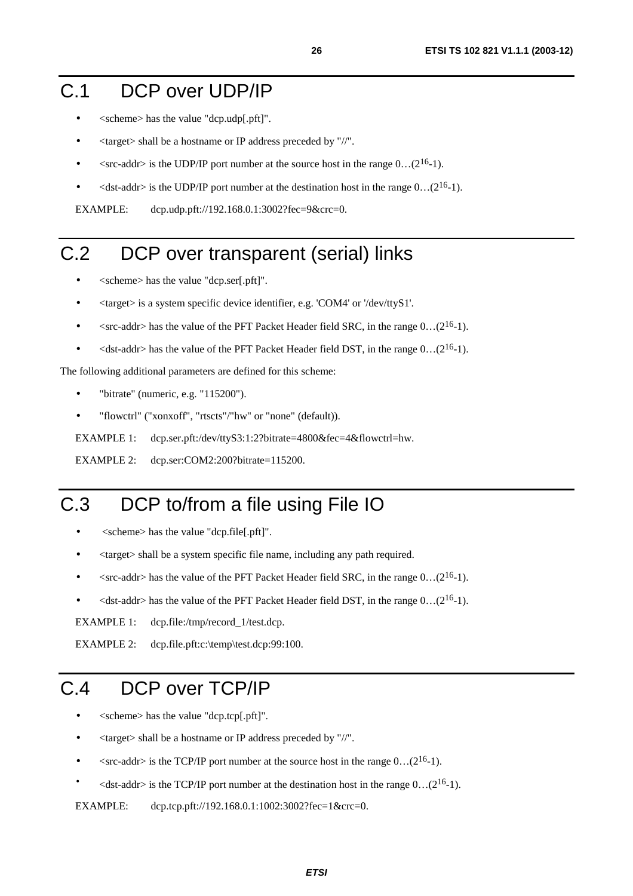# C.1 DCP over UDP/IP

- <scheme> has the value "dcp.udp[.pft]".
- <target> shall be a hostname or IP address preceded by "//".
- <src-addr> is the UDP/IP port number at the source host in the range 0…($2^{16}$-1).
- <dst-addr> is the UDP/IP port number at the destination host in the range 0…($2^{16}$-1).

EXAMPLE: dcp.udp.pft://192.168.0.1:3002?fec=9&crc=0.

# C.2 DCP over transparent (serial) links

- <scheme> has the value "dcp.ser[.pft]".
- <target> is a system specific device identifier, e.g. 'COM4' or '/dev/ttyS1'.
- <src-addr> has the value of the PFT Packet Header field SRC, in the range 0…($2^{16}$-1).
- <dst-addr> has the value of the PFT Packet Header field DST, in the range 0…($2^{16}$-1).

The following additional parameters are defined for this scheme:

- "bitrate" (numeric, e.g. "115200").
- "flowctrl" ("xonxoff", "rtscts"/"hw" or "none" (default)).

EXAMPLE 1: dcp.ser.pft:/dev/ttyS3:1:2?bitrate=4800&fec=4&flowctrl=hw.

EXAMPLE 2: dcp.ser:COM2:200?bitrate=115200.

# C.3 DCP to/from a file using File IO

- <scheme> has the value "dcp.file[.pft]".
- <target> shall be a system specific file name, including any path required.
- <src-addr> has the value of the PFT Packet Header field SRC, in the range 0…($2^{16}$-1).
- <dst-addr> has the value of the PFT Packet Header field DST, in the range 0…($2^{16}$-1).

EXAMPLE 1: dcp.file:/tmp/record_1/test.dcp.

EXAMPLE 2: dcp.file.pft:c:\temp\test.dcp:99:100.

# C.4 DCP over TCP/IP

- <scheme> has the value "dcp.tcp[.pft]".
- <target> shall be a hostname or IP address preceded by "//".
- <src-addr> is the TCP/IP port number at the source host in the range 0…($2^{16}$-1).
- <dst-addr> is the TCP/IP port number at the destination host in the range 0…($2^{16}$-1).

EXAMPLE: dcp.tcp.pft://192.168.0.1:1002:3002?fec=1&crc=0.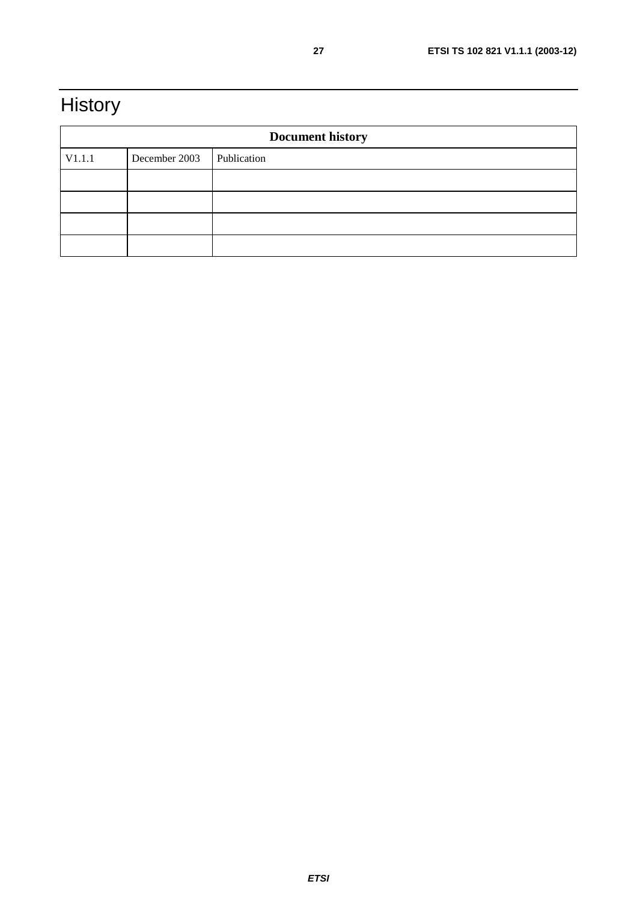# History

| Document history | | |
|---|---|---|
| V1.1.1 | December 2003 | Publication |
| | | |
| | | |
| | | |
| | | |